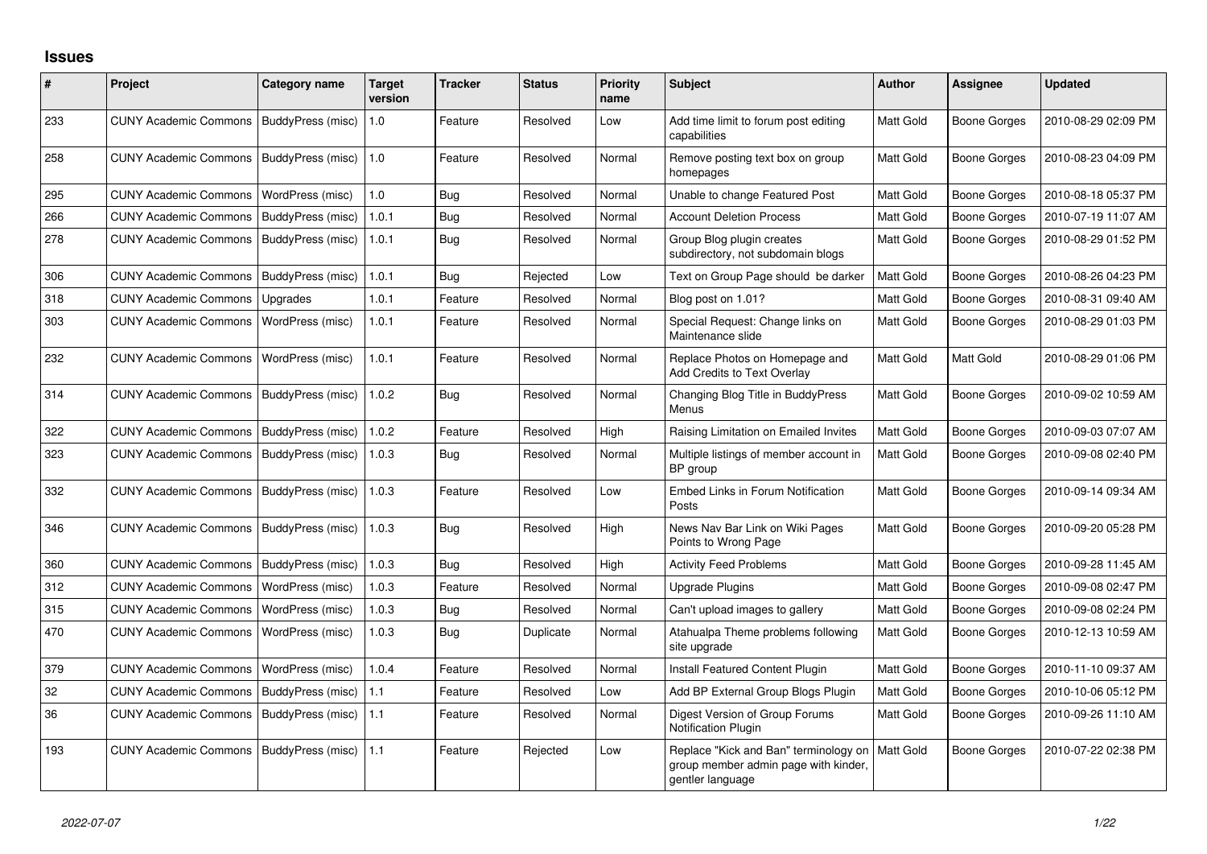# Issues

| # | Project | Category name | Target version | Tracker | Status | Priority name | Subject | Author | Assignee | Updated |
|---|---|---|---|---|---|---|---|---|---|---|
| 233 | CUNY Academic Commons | BuddyPress (misc) | 1.0 | Feature | Resolved | Low | Add time limit to forum post editing capabilities | Matt Gold | Boone Gorges | 2010-08-29 02:09 PM |
| 258 | CUNY Academic Commons | BuddyPress (misc) | 1.0 | Feature | Resolved | Normal | Remove posting text box on group homepages | Matt Gold | Boone Gorges | 2010-08-23 04:09 PM |
| 295 | CUNY Academic Commons | WordPress (misc) | 1.0 | Bug | Resolved | Normal | Unable to change Featured Post | Matt Gold | Boone Gorges | 2010-08-18 05:37 PM |
| 266 | CUNY Academic Commons | BuddyPress (misc) | 1.0.1 | Bug | Resolved | Normal | Account Deletion Process | Matt Gold | Boone Gorges | 2010-07-19 11:07 AM |
| 278 | CUNY Academic Commons | BuddyPress (misc) | 1.0.1 | Bug | Resolved | Normal | Group Blog plugin creates subdirectory, not subdomain blogs | Matt Gold | Boone Gorges | 2010-08-29 01:52 PM |
| 306 | CUNY Academic Commons | BuddyPress (misc) | 1.0.1 | Bug | Rejected | Low | Text on Group Page should be darker | Matt Gold | Boone Gorges | 2010-08-26 04:23 PM |
| 318 | CUNY Academic Commons | Upgrades | 1.0.1 | Feature | Resolved | Normal | Blog post on 1.01? | Matt Gold | Boone Gorges | 2010-08-31 09:40 AM |
| 303 | CUNY Academic Commons | WordPress (misc) | 1.0.1 | Feature | Resolved | Normal | Special Request: Change links on Maintenance slide | Matt Gold | Boone Gorges | 2010-08-29 01:03 PM |
| 232 | CUNY Academic Commons | WordPress (misc) | 1.0.1 | Feature | Resolved | Normal | Replace Photos on Homepage and Add Credits to Text Overlay | Matt Gold | Matt Gold | 2010-08-29 01:06 PM |
| 314 | CUNY Academic Commons | BuddyPress (misc) | 1.0.2 | Bug | Resolved | Normal | Changing Blog Title in BuddyPress Menus | Matt Gold | Boone Gorges | 2010-09-02 10:59 AM |
| 322 | CUNY Academic Commons | BuddyPress (misc) | 1.0.2 | Feature | Resolved | High | Raising Limitation on Emailed Invites | Matt Gold | Boone Gorges | 2010-09-03 07:07 AM |
| 323 | CUNY Academic Commons | BuddyPress (misc) | 1.0.3 | Bug | Resolved | Normal | Multiple listings of member account in BP group | Matt Gold | Boone Gorges | 2010-09-08 02:40 PM |
| 332 | CUNY Academic Commons | BuddyPress (misc) | 1.0.3 | Feature | Resolved | Low | Embed Links in Forum Notification Posts | Matt Gold | Boone Gorges | 2010-09-14 09:34 AM |
| 346 | CUNY Academic Commons | BuddyPress (misc) | 1.0.3 | Bug | Resolved | High | News Nav Bar Link on Wiki Pages Points to Wrong Page | Matt Gold | Boone Gorges | 2010-09-20 05:28 PM |
| 360 | CUNY Academic Commons | BuddyPress (misc) | 1.0.3 | Bug | Resolved | High | Activity Feed Problems | Matt Gold | Boone Gorges | 2010-09-28 11:45 AM |
| 312 | CUNY Academic Commons | WordPress (misc) | 1.0.3 | Feature | Resolved | Normal | Upgrade Plugins | Matt Gold | Boone Gorges | 2010-09-08 02:47 PM |
| 315 | CUNY Academic Commons | WordPress (misc) | 1.0.3 | Bug | Resolved | Normal | Can't upload images to gallery | Matt Gold | Boone Gorges | 2010-09-08 02:24 PM |
| 470 | CUNY Academic Commons | WordPress (misc) | 1.0.3 | Bug | Duplicate | Normal | Atahualpa Theme problems following site upgrade | Matt Gold | Boone Gorges | 2010-12-13 10:59 AM |
| 379 | CUNY Academic Commons | WordPress (misc) | 1.0.4 | Feature | Resolved | Normal | Install Featured Content Plugin | Matt Gold | Boone Gorges | 2010-11-10 09:37 AM |
| 32 | CUNY Academic Commons | BuddyPress (misc) | 1.1 | Feature | Resolved | Low | Add BP External Group Blogs Plugin | Matt Gold | Boone Gorges | 2010-10-06 05:12 PM |
| 36 | CUNY Academic Commons | BuddyPress (misc) | 1.1 | Feature | Resolved | Normal | Digest Version of Group Forums Notification Plugin | Matt Gold | Boone Gorges | 2010-09-26 11:10 AM |
| 193 | CUNY Academic Commons | BuddyPress (misc) | 1.1 | Feature | Rejected | Low | Replace "Kick and Ban" terminology on group member admin page with kinder, gentler language | Matt Gold | Boone Gorges | 2010-07-22 02:38 PM |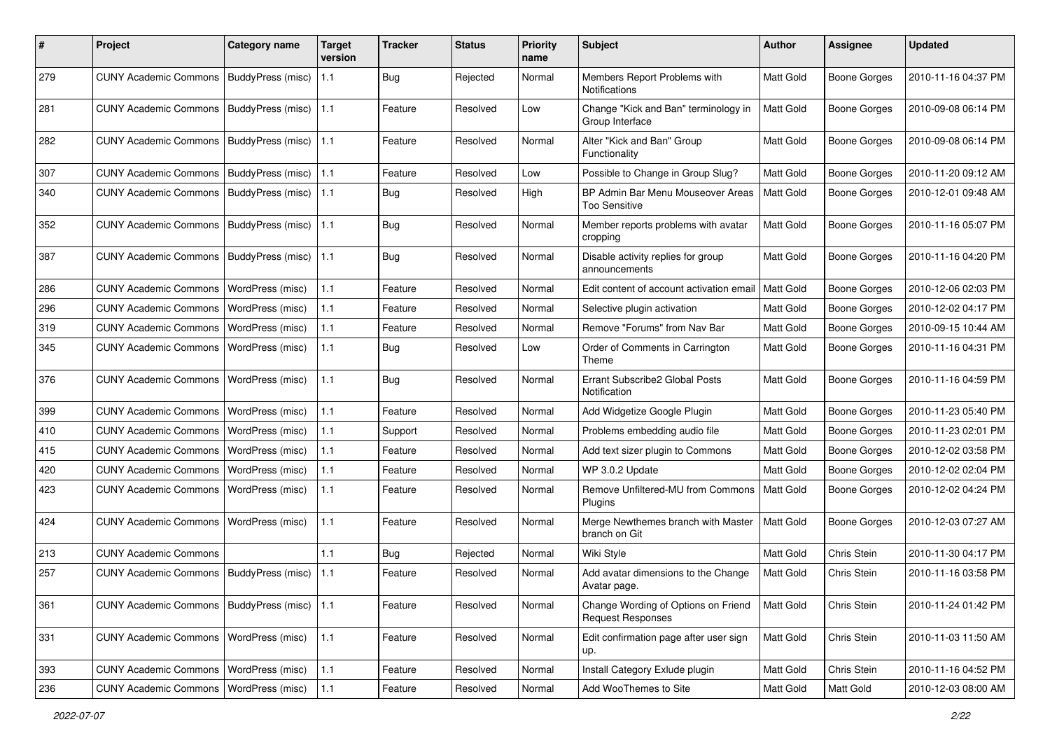| # | Project | Category name | Target version | Tracker | Status | Priority name | Subject | Author | Assignee | Updated |
|---|---|---|---|---|---|---|---|---|---|---|
| 279 | CUNY Academic Commons | BuddyPress (misc) | 1.1 | Bug | Rejected | Normal | Members Report Problems with Notifications | Matt Gold | Boone Gorges | 2010-11-16 04:37 PM |
| 281 | CUNY Academic Commons | BuddyPress (misc) | 1.1 | Feature | Resolved | Low | Change "Kick and Ban" terminology in Group Interface | Matt Gold | Boone Gorges | 2010-09-08 06:14 PM |
| 282 | CUNY Academic Commons | BuddyPress (misc) | 1.1 | Feature | Resolved | Normal | Alter "Kick and Ban" Group Functionality | Matt Gold | Boone Gorges | 2010-09-08 06:14 PM |
| 307 | CUNY Academic Commons | BuddyPress (misc) | 1.1 | Feature | Resolved | Low | Possible to Change in Group Slug? | Matt Gold | Boone Gorges | 2010-11-20 09:12 AM |
| 340 | CUNY Academic Commons | BuddyPress (misc) | 1.1 | Bug | Resolved | High | BP Admin Bar Menu Mouseover Areas Too Sensitive | Matt Gold | Boone Gorges | 2010-12-01 09:48 AM |
| 352 | CUNY Academic Commons | BuddyPress (misc) | 1.1 | Bug | Resolved | Normal | Member reports problems with avatar cropping | Matt Gold | Boone Gorges | 2010-11-16 05:07 PM |
| 387 | CUNY Academic Commons | BuddyPress (misc) | 1.1 | Bug | Resolved | Normal | Disable activity replies for group announcements | Matt Gold | Boone Gorges | 2010-11-16 04:20 PM |
| 286 | CUNY Academic Commons | WordPress (misc) | 1.1 | Feature | Resolved | Normal | Edit content of account activation email | Matt Gold | Boone Gorges | 2010-12-06 02:03 PM |
| 296 | CUNY Academic Commons | WordPress (misc) | 1.1 | Feature | Resolved | Normal | Selective plugin activation | Matt Gold | Boone Gorges | 2010-12-02 04:17 PM |
| 319 | CUNY Academic Commons | WordPress (misc) | 1.1 | Feature | Resolved | Normal | Remove "Forums" from Nav Bar | Matt Gold | Boone Gorges | 2010-09-15 10:44 AM |
| 345 | CUNY Academic Commons | WordPress (misc) | 1.1 | Bug | Resolved | Low | Order of Comments in Carrington Theme | Matt Gold | Boone Gorges | 2010-11-16 04:31 PM |
| 376 | CUNY Academic Commons | WordPress (misc) | 1.1 | Bug | Resolved | Normal | Errant Subscribe2 Global Posts Notification | Matt Gold | Boone Gorges | 2010-11-16 04:59 PM |
| 399 | CUNY Academic Commons | WordPress (misc) | 1.1 | Feature | Resolved | Normal | Add Widgetize Google Plugin | Matt Gold | Boone Gorges | 2010-11-23 05:40 PM |
| 410 | CUNY Academic Commons | WordPress (misc) | 1.1 | Support | Resolved | Normal | Problems embedding audio file | Matt Gold | Boone Gorges | 2010-11-23 02:01 PM |
| 415 | CUNY Academic Commons | WordPress (misc) | 1.1 | Feature | Resolved | Normal | Add text sizer plugin to Commons | Matt Gold | Boone Gorges | 2010-12-02 03:58 PM |
| 420 | CUNY Academic Commons | WordPress (misc) | 1.1 | Feature | Resolved | Normal | WP 3.0.2 Update | Matt Gold | Boone Gorges | 2010-12-02 02:04 PM |
| 423 | CUNY Academic Commons | WordPress (misc) | 1.1 | Feature | Resolved | Normal | Remove Unfiltered-MU from Commons Plugins | Matt Gold | Boone Gorges | 2010-12-02 04:24 PM |
| 424 | CUNY Academic Commons | WordPress (misc) | 1.1 | Feature | Resolved | Normal | Merge Newthemes branch with Master branch on Git | Matt Gold | Boone Gorges | 2010-12-03 07:27 AM |
| 213 | CUNY Academic Commons | | 1.1 | Bug | Rejected | Normal | Wiki Style | Matt Gold | Chris Stein | 2010-11-30 04:17 PM |
| 257 | CUNY Academic Commons | BuddyPress (misc) | 1.1 | Feature | Resolved | Normal | Add avatar dimensions to the Change Avatar page. | Matt Gold | Chris Stein | 2010-11-16 03:58 PM |
| 361 | CUNY Academic Commons | BuddyPress (misc) | 1.1 | Feature | Resolved | Normal | Change Wording of Options on Friend Request Responses | Matt Gold | Chris Stein | 2010-11-24 01:42 PM |
| 331 | CUNY Academic Commons | WordPress (misc) | 1.1 | Feature | Resolved | Normal | Edit confirmation page after user sign up. | Matt Gold | Chris Stein | 2010-11-03 11:50 AM |
| 393 | CUNY Academic Commons | WordPress (misc) | 1.1 | Feature | Resolved | Normal | Install Category Exlude plugin | Matt Gold | Chris Stein | 2010-11-16 04:52 PM |
| 236 | CUNY Academic Commons | WordPress (misc) | 1.1 | Feature | Resolved | Normal | Add WooThemes to Site | Matt Gold | Matt Gold | 2010-12-03 08:00 AM |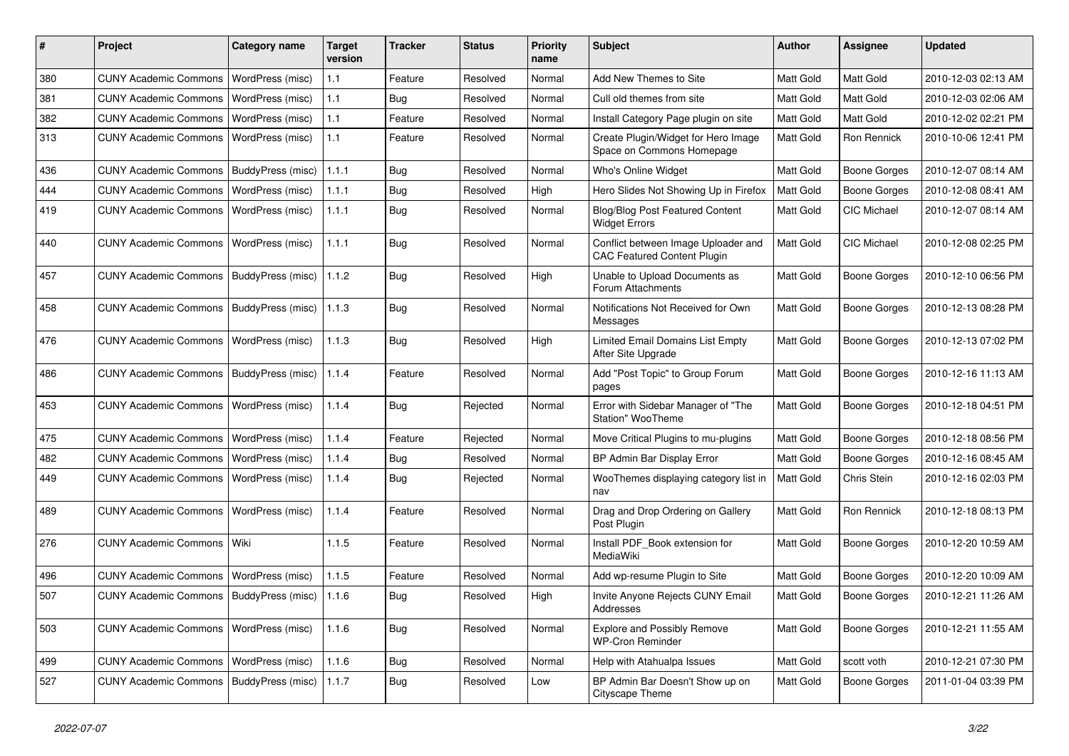| # | Project | Category name | Target version | Tracker | Status | Priority name | Subject | Author | Assignee | Updated |
|---|---|---|---|---|---|---|---|---|---|---|
| 380 | CUNY Academic Commons | WordPress (misc) | 1.1 | Feature | Resolved | Normal | Add New Themes to Site | Matt Gold | Matt Gold | 2010-12-03 02:13 AM |
| 381 | CUNY Academic Commons | WordPress (misc) | 1.1 | Bug | Resolved | Normal | Cull old themes from site | Matt Gold | Matt Gold | 2010-12-03 02:06 AM |
| 382 | CUNY Academic Commons | WordPress (misc) | 1.1 | Feature | Resolved | Normal | Install Category Page plugin on site | Matt Gold | Matt Gold | 2010-12-02 02:21 PM |
| 313 | CUNY Academic Commons | WordPress (misc) | 1.1 | Feature | Resolved | Normal | Create Plugin/Widget for Hero Image Space on Commons Homepage | Matt Gold | Ron Rennick | 2010-10-06 12:41 PM |
| 436 | CUNY Academic Commons | BuddyPress (misc) | 1.1.1 | Bug | Resolved | Normal | Who's Online Widget | Matt Gold | Boone Gorges | 2010-12-07 08:14 AM |
| 444 | CUNY Academic Commons | WordPress (misc) | 1.1.1 | Bug | Resolved | High | Hero Slides Not Showing Up in Firefox | Matt Gold | Boone Gorges | 2010-12-08 08:41 AM |
| 419 | CUNY Academic Commons | WordPress (misc) | 1.1.1 | Bug | Resolved | Normal | Blog/Blog Post Featured Content Widget Errors | Matt Gold | CIC Michael | 2010-12-07 08:14 AM |
| 440 | CUNY Academic Commons | WordPress (misc) | 1.1.1 | Bug | Resolved | Normal | Conflict between Image Uploader and CAC Featured Content Plugin | Matt Gold | CIC Michael | 2010-12-08 02:25 PM |
| 457 | CUNY Academic Commons | BuddyPress (misc) | 1.1.2 | Bug | Resolved | High | Unable to Upload Documents as Forum Attachments | Matt Gold | Boone Gorges | 2010-12-10 06:56 PM |
| 458 | CUNY Academic Commons | BuddyPress (misc) | 1.1.3 | Bug | Resolved | Normal | Notifications Not Received for Own Messages | Matt Gold | Boone Gorges | 2010-12-13 08:28 PM |
| 476 | CUNY Academic Commons | WordPress (misc) | 1.1.3 | Bug | Resolved | High | Limited Email Domains List Empty After Site Upgrade | Matt Gold | Boone Gorges | 2010-12-13 07:02 PM |
| 486 | CUNY Academic Commons | BuddyPress (misc) | 1.1.4 | Feature | Resolved | Normal | Add "Post Topic" to Group Forum pages | Matt Gold | Boone Gorges | 2010-12-16 11:13 AM |
| 453 | CUNY Academic Commons | WordPress (misc) | 1.1.4 | Bug | Rejected | Normal | Error with Sidebar Manager of "The Station" WooTheme | Matt Gold | Boone Gorges | 2010-12-18 04:51 PM |
| 475 | CUNY Academic Commons | WordPress (misc) | 1.1.4 | Feature | Rejected | Normal | Move Critical Plugins to mu-plugins | Matt Gold | Boone Gorges | 2010-12-18 08:56 PM |
| 482 | CUNY Academic Commons | WordPress (misc) | 1.1.4 | Bug | Resolved | Normal | BP Admin Bar Display Error | Matt Gold | Boone Gorges | 2010-12-16 08:45 AM |
| 449 | CUNY Academic Commons | WordPress (misc) | 1.1.4 | Bug | Rejected | Normal | WooThemes displaying category list in nav | Matt Gold | Chris Stein | 2010-12-16 02:03 PM |
| 489 | CUNY Academic Commons | WordPress (misc) | 1.1.4 | Feature | Resolved | Normal | Drag and Drop Ordering on Gallery Post Plugin | Matt Gold | Ron Rennick | 2010-12-18 08:13 PM |
| 276 | CUNY Academic Commons | Wiki | 1.1.5 | Feature | Resolved | Normal | Install PDF_Book extension for MediaWiki | Matt Gold | Boone Gorges | 2010-12-20 10:59 AM |
| 496 | CUNY Academic Commons | WordPress (misc) | 1.1.5 | Feature | Resolved | Normal | Add wp-resume Plugin to Site | Matt Gold | Boone Gorges | 2010-12-20 10:09 AM |
| 507 | CUNY Academic Commons | BuddyPress (misc) | 1.1.6 | Bug | Resolved | High | Invite Anyone Rejects CUNY Email Addresses | Matt Gold | Boone Gorges | 2010-12-21 11:26 AM |
| 503 | CUNY Academic Commons | WordPress (misc) | 1.1.6 | Bug | Resolved | Normal | Explore and Possibly Remove WP-Cron Reminder | Matt Gold | Boone Gorges | 2010-12-21 11:55 AM |
| 499 | CUNY Academic Commons | WordPress (misc) | 1.1.6 | Bug | Resolved | Normal | Help with Atahualpa Issues | Matt Gold | scott voth | 2010-12-21 07:30 PM |
| 527 | CUNY Academic Commons | BuddyPress (misc) | 1.1.7 | Bug | Resolved | Low | BP Admin Bar Doesn't Show up on Cityscape Theme | Matt Gold | Boone Gorges | 2011-01-04 03:39 PM |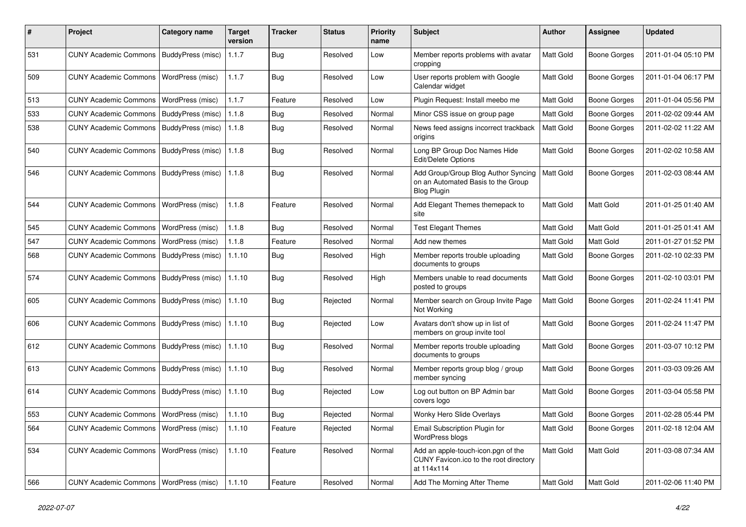| # | Project | Category name | Target version | Tracker | Status | Priority name | Subject | Author | Assignee | Updated |
|---|---|---|---|---|---|---|---|---|---|---|
| 531 | CUNY Academic Commons | BuddyPress (misc) | 1.1.7 | Bug | Resolved | Low | Member reports problems with avatar cropping | Matt Gold | Boone Gorges | 2011-01-04 05:10 PM |
| 509 | CUNY Academic Commons | WordPress (misc) | 1.1.7 | Bug | Resolved | Low | User reports problem with Google Calendar widget | Matt Gold | Boone Gorges | 2011-01-04 06:17 PM |
| 513 | CUNY Academic Commons | WordPress (misc) | 1.1.7 | Feature | Resolved | Low | Plugin Request: Install meebo me | Matt Gold | Boone Gorges | 2011-01-04 05:56 PM |
| 533 | CUNY Academic Commons | BuddyPress (misc) | 1.1.8 | Bug | Resolved | Normal | Minor CSS issue on group page | Matt Gold | Boone Gorges | 2011-02-02 09:44 AM |
| 538 | CUNY Academic Commons | BuddyPress (misc) | 1.1.8 | Bug | Resolved | Normal | News feed assigns incorrect trackback origins | Matt Gold | Boone Gorges | 2011-02-02 11:22 AM |
| 540 | CUNY Academic Commons | BuddyPress (misc) | 1.1.8 | Bug | Resolved | Normal | Long BP Group Doc Names Hide Edit/Delete Options | Matt Gold | Boone Gorges | 2011-02-02 10:58 AM |
| 546 | CUNY Academic Commons | BuddyPress (misc) | 1.1.8 | Bug | Resolved | Normal | Add Group/Group Blog Author Syncing on an Automated Basis to the Group Blog Plugin | Matt Gold | Boone Gorges | 2011-02-03 08:44 AM |
| 544 | CUNY Academic Commons | WordPress (misc) | 1.1.8 | Feature | Resolved | Normal | Add Elegant Themes themepack to site | Matt Gold | Matt Gold | 2011-01-25 01:40 AM |
| 545 | CUNY Academic Commons | WordPress (misc) | 1.1.8 | Bug | Resolved | Normal | Test Elegant Themes | Matt Gold | Matt Gold | 2011-01-25 01:41 AM |
| 547 | CUNY Academic Commons | WordPress (misc) | 1.1.8 | Feature | Resolved | Normal | Add new themes | Matt Gold | Matt Gold | 2011-01-27 01:52 PM |
| 568 | CUNY Academic Commons | BuddyPress (misc) | 1.1.10 | Bug | Resolved | High | Member reports trouble uploading documents to groups | Matt Gold | Boone Gorges | 2011-02-10 02:33 PM |
| 574 | CUNY Academic Commons | BuddyPress (misc) | 1.1.10 | Bug | Resolved | High | Members unable to read documents posted to groups | Matt Gold | Boone Gorges | 2011-02-10 03:01 PM |
| 605 | CUNY Academic Commons | BuddyPress (misc) | 1.1.10 | Bug | Rejected | Normal | Member search on Group Invite Page Not Working | Matt Gold | Boone Gorges | 2011-02-24 11:41 PM |
| 606 | CUNY Academic Commons | BuddyPress (misc) | 1.1.10 | Bug | Rejected | Low | Avatars don't show up in list of members on group invite tool | Matt Gold | Boone Gorges | 2011-02-24 11:47 PM |
| 612 | CUNY Academic Commons | BuddyPress (misc) | 1.1.10 | Bug | Resolved | Normal | Member reports trouble uploading documents to groups | Matt Gold | Boone Gorges | 2011-03-07 10:12 PM |
| 613 | CUNY Academic Commons | BuddyPress (misc) | 1.1.10 | Bug | Resolved | Normal | Member reports group blog / group member syncing | Matt Gold | Boone Gorges | 2011-03-03 09:26 AM |
| 614 | CUNY Academic Commons | BuddyPress (misc) | 1.1.10 | Bug | Rejected | Low | Log out button on BP Admin bar covers logo | Matt Gold | Boone Gorges | 2011-03-04 05:58 PM |
| 553 | CUNY Academic Commons | WordPress (misc) | 1.1.10 | Bug | Rejected | Normal | Wonky Hero Slide Overlays | Matt Gold | Boone Gorges | 2011-02-28 05:44 PM |
| 564 | CUNY Academic Commons | WordPress (misc) | 1.1.10 | Feature | Rejected | Normal | Email Subscription Plugin for WordPress blogs | Matt Gold | Boone Gorges | 2011-02-18 12:04 AM |
| 534 | CUNY Academic Commons | WordPress (misc) | 1.1.10 | Feature | Resolved | Normal | Add an apple-touch-icon.pgn of the CUNY Favicon.ico to the root directory at 114x114 | Matt Gold | Matt Gold | 2011-03-08 07:34 AM |
| 566 | CUNY Academic Commons | WordPress (misc) | 1.1.10 | Feature | Resolved | Normal | Add The Morning After Theme | Matt Gold | Matt Gold | 2011-02-06 11:40 PM |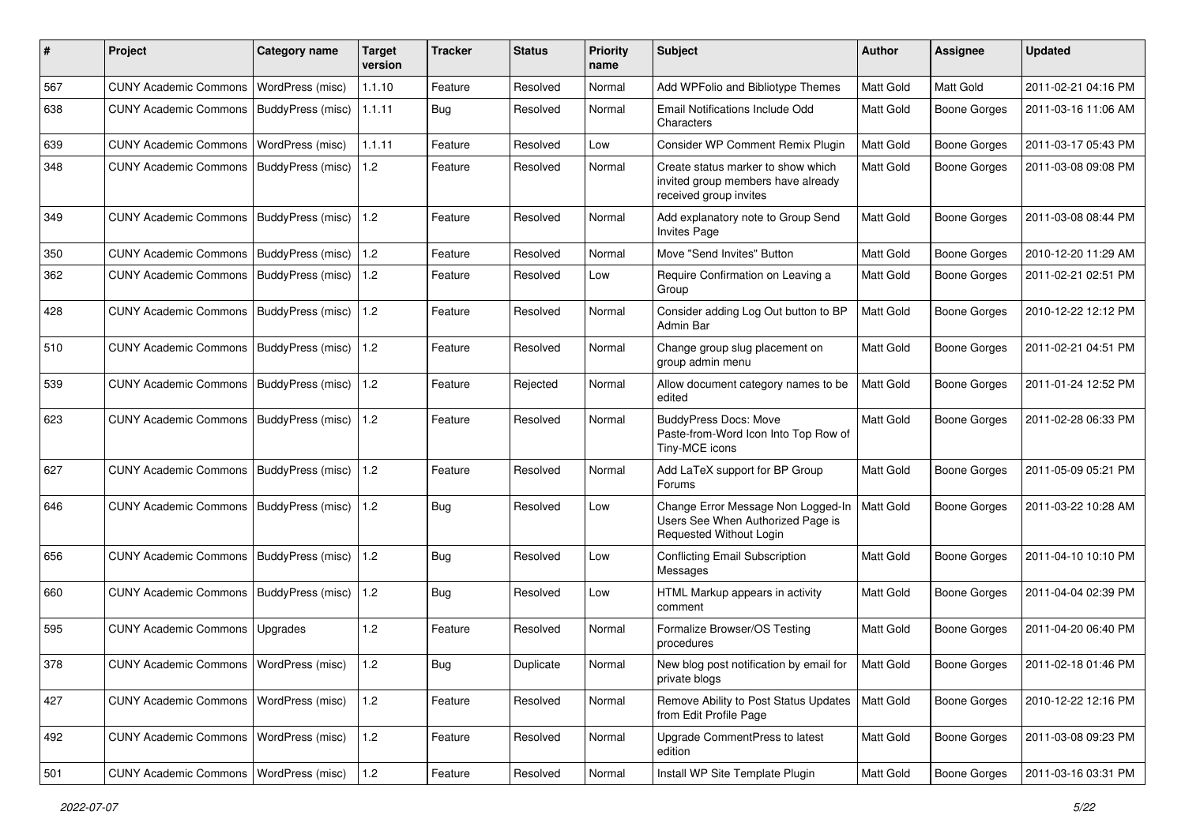| # | Project | Category name | Target version | Tracker | Status | Priority name | Subject | Author | Assignee | Updated |
|---|---|---|---|---|---|---|---|---|---|---|
| 567 | CUNY Academic Commons | WordPress (misc) | 1.1.10 | Feature | Resolved | Normal | Add WPFolio and Bibliotype Themes | Matt Gold | Matt Gold | 2011-02-21 04:16 PM |
| 638 | CUNY Academic Commons | BuddyPress (misc) | 1.1.11 | Bug | Resolved | Normal | Email Notifications Include Odd Characters | Matt Gold | Boone Gorges | 2011-03-16 11:06 AM |
| 639 | CUNY Academic Commons | WordPress (misc) | 1.1.11 | Feature | Resolved | Low | Consider WP Comment Remix Plugin | Matt Gold | Boone Gorges | 2011-03-17 05:43 PM |
| 348 | CUNY Academic Commons | BuddyPress (misc) | 1.2 | Feature | Resolved | Normal | Create status marker to show which invited group members have already received group invites | Matt Gold | Boone Gorges | 2011-03-08 09:08 PM |
| 349 | CUNY Academic Commons | BuddyPress (misc) | 1.2 | Feature | Resolved | Normal | Add explanatory note to Group Send Invites Page | Matt Gold | Boone Gorges | 2011-03-08 08:44 PM |
| 350 | CUNY Academic Commons | BuddyPress (misc) | 1.2 | Feature | Resolved | Normal | Move "Send Invites" Button | Matt Gold | Boone Gorges | 2010-12-20 11:29 AM |
| 362 | CUNY Academic Commons | BuddyPress (misc) | 1.2 | Feature | Resolved | Low | Require Confirmation on Leaving a Group | Matt Gold | Boone Gorges | 2011-02-21 02:51 PM |
| 428 | CUNY Academic Commons | BuddyPress (misc) | 1.2 | Feature | Resolved | Normal | Consider adding Log Out button to BP Admin Bar | Matt Gold | Boone Gorges | 2010-12-22 12:12 PM |
| 510 | CUNY Academic Commons | BuddyPress (misc) | 1.2 | Feature | Resolved | Normal | Change group slug placement on group admin menu | Matt Gold | Boone Gorges | 2011-02-21 04:51 PM |
| 539 | CUNY Academic Commons | BuddyPress (misc) | 1.2 | Feature | Rejected | Normal | Allow document category names to be edited | Matt Gold | Boone Gorges | 2011-01-24 12:52 PM |
| 623 | CUNY Academic Commons | BuddyPress (misc) | 1.2 | Feature | Resolved | Normal | BuddyPress Docs: Move Paste-from-Word Icon Into Top Row of Tiny-MCE icons | Matt Gold | Boone Gorges | 2011-02-28 06:33 PM |
| 627 | CUNY Academic Commons | BuddyPress (misc) | 1.2 | Feature | Resolved | Normal | Add LaTeX support for BP Group Forums | Matt Gold | Boone Gorges | 2011-05-09 05:21 PM |
| 646 | CUNY Academic Commons | BuddyPress (misc) | 1.2 | Bug | Resolved | Low | Change Error Message Non Logged-In Users See When Authorized Page is Requested Without Login | Matt Gold | Boone Gorges | 2011-03-22 10:28 AM |
| 656 | CUNY Academic Commons | BuddyPress (misc) | 1.2 | Bug | Resolved | Low | Conflicting Email Subscription Messages | Matt Gold | Boone Gorges | 2011-04-10 10:10 PM |
| 660 | CUNY Academic Commons | BuddyPress (misc) | 1.2 | Bug | Resolved | Low | HTML Markup appears in activity comment | Matt Gold | Boone Gorges | 2011-04-04 02:39 PM |
| 595 | CUNY Academic Commons | Upgrades | 1.2 | Feature | Resolved | Normal | Formalize Browser/OS Testing procedures | Matt Gold | Boone Gorges | 2011-04-20 06:40 PM |
| 378 | CUNY Academic Commons | WordPress (misc) | 1.2 | Bug | Duplicate | Normal | New blog post notification by email for private blogs | Matt Gold | Boone Gorges | 2011-02-18 01:46 PM |
| 427 | CUNY Academic Commons | WordPress (misc) | 1.2 | Feature | Resolved | Normal | Remove Ability to Post Status Updates from Edit Profile Page | Matt Gold | Boone Gorges | 2010-12-22 12:16 PM |
| 492 | CUNY Academic Commons | WordPress (misc) | 1.2 | Feature | Resolved | Normal | Upgrade CommentPress to latest edition | Matt Gold | Boone Gorges | 2011-03-08 09:23 PM |
| 501 | CUNY Academic Commons | WordPress (misc) | 1.2 | Feature | Resolved | Normal | Install WP Site Template Plugin | Matt Gold | Boone Gorges | 2011-03-16 03:31 PM |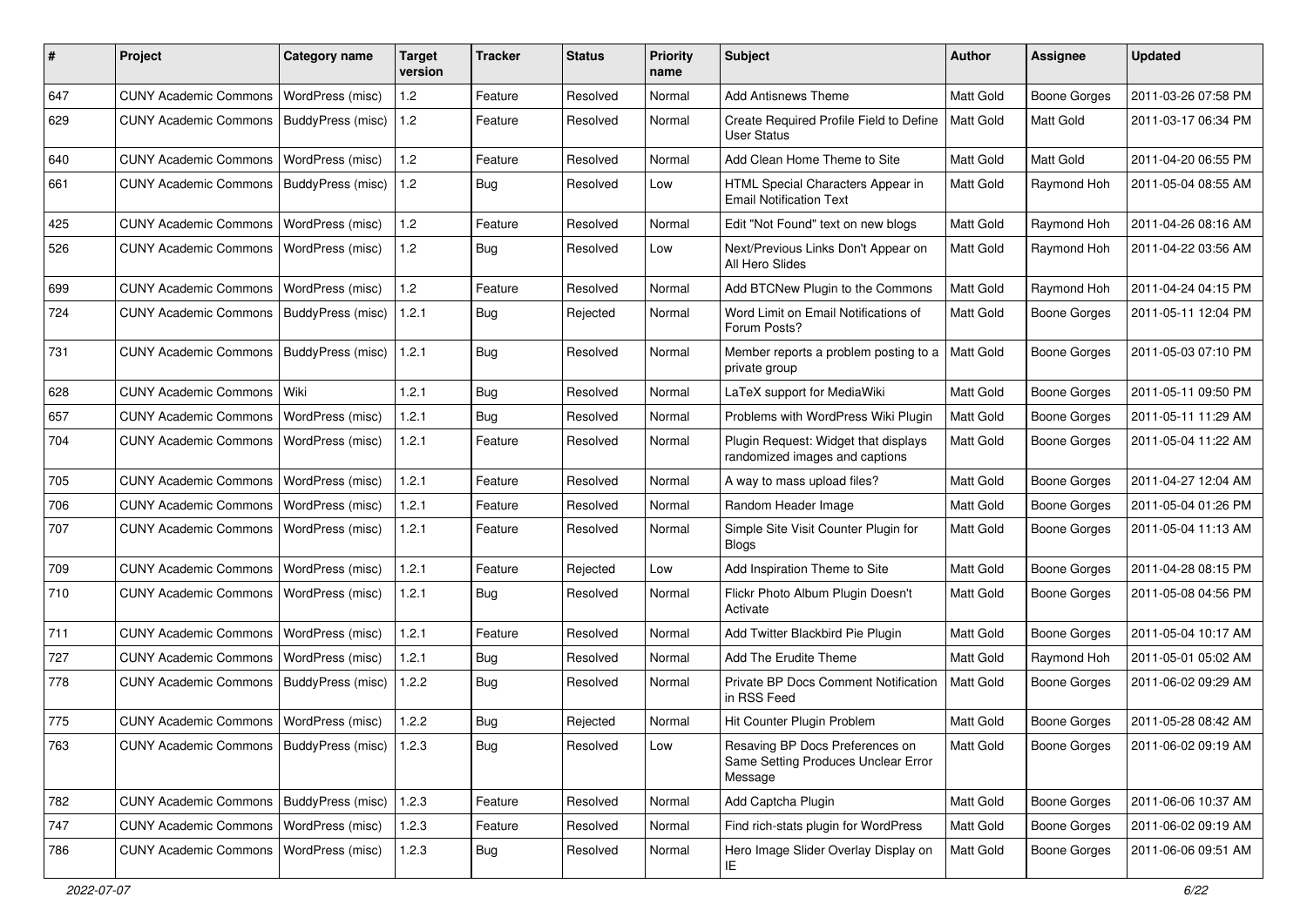| # | Project | Category name | Target version | Tracker | Status | Priority name | Subject | Author | Assignee | Updated |
|---|---|---|---|---|---|---|---|---|---|---|
| 647 | CUNY Academic Commons | WordPress (misc) | 1.2 | Feature | Resolved | Normal | Add Antisnews Theme | Matt Gold | Boone Gorges | 2011-03-26 07:58 PM |
| 629 | CUNY Academic Commons | BuddyPress (misc) | 1.2 | Feature | Resolved | Normal | Create Required Profile Field to Define User Status | Matt Gold | Matt Gold | 2011-03-17 06:34 PM |
| 640 | CUNY Academic Commons | WordPress (misc) | 1.2 | Feature | Resolved | Normal | Add Clean Home Theme to Site | Matt Gold | Matt Gold | 2011-04-20 06:55 PM |
| 661 | CUNY Academic Commons | BuddyPress (misc) | 1.2 | Bug | Resolved | Low | HTML Special Characters Appear in Email Notification Text | Matt Gold | Raymond Hoh | 2011-05-04 08:55 AM |
| 425 | CUNY Academic Commons | WordPress (misc) | 1.2 | Feature | Resolved | Normal | Edit "Not Found" text on new blogs | Matt Gold | Raymond Hoh | 2011-04-26 08:16 AM |
| 526 | CUNY Academic Commons | WordPress (misc) | 1.2 | Bug | Resolved | Low | Next/Previous Links Don't Appear on All Hero Slides | Matt Gold | Raymond Hoh | 2011-04-22 03:56 AM |
| 699 | CUNY Academic Commons | WordPress (misc) | 1.2 | Feature | Resolved | Normal | Add BTCNew Plugin to the Commons | Matt Gold | Raymond Hoh | 2011-04-24 04:15 PM |
| 724 | CUNY Academic Commons | BuddyPress (misc) | 1.2.1 | Bug | Rejected | Normal | Word Limit on Email Notifications of Forum Posts? | Matt Gold | Boone Gorges | 2011-05-11 12:04 PM |
| 731 | CUNY Academic Commons | BuddyPress (misc) | 1.2.1 | Bug | Resolved | Normal | Member reports a problem posting to a private group | Matt Gold | Boone Gorges | 2011-05-03 07:10 PM |
| 628 | CUNY Academic Commons | Wiki | 1.2.1 | Bug | Resolved | Normal | LaTeX support for MediaWiki | Matt Gold | Boone Gorges | 2011-05-11 09:50 PM |
| 657 | CUNY Academic Commons | WordPress (misc) | 1.2.1 | Bug | Resolved | Normal | Problems with WordPress Wiki Plugin | Matt Gold | Boone Gorges | 2011-05-11 11:29 AM |
| 704 | CUNY Academic Commons | WordPress (misc) | 1.2.1 | Feature | Resolved | Normal | Plugin Request: Widget that displays randomized images and captions | Matt Gold | Boone Gorges | 2011-05-04 11:22 AM |
| 705 | CUNY Academic Commons | WordPress (misc) | 1.2.1 | Feature | Resolved | Normal | A way to mass upload files? | Matt Gold | Boone Gorges | 2011-04-27 12:04 AM |
| 706 | CUNY Academic Commons | WordPress (misc) | 1.2.1 | Feature | Resolved | Normal | Random Header Image | Matt Gold | Boone Gorges | 2011-05-04 01:26 PM |
| 707 | CUNY Academic Commons | WordPress (misc) | 1.2.1 | Feature | Resolved | Normal | Simple Site Visit Counter Plugin for Blogs | Matt Gold | Boone Gorges | 2011-05-04 11:13 AM |
| 709 | CUNY Academic Commons | WordPress (misc) | 1.2.1 | Feature | Rejected | Low | Add Inspiration Theme to Site | Matt Gold | Boone Gorges | 2011-04-28 08:15 PM |
| 710 | CUNY Academic Commons | WordPress (misc) | 1.2.1 | Bug | Resolved | Normal | Flickr Photo Album Plugin Doesn't Activate | Matt Gold | Boone Gorges | 2011-05-08 04:56 PM |
| 711 | CUNY Academic Commons | WordPress (misc) | 1.2.1 | Feature | Resolved | Normal | Add Twitter Blackbird Pie Plugin | Matt Gold | Boone Gorges | 2011-05-04 10:17 AM |
| 727 | CUNY Academic Commons | WordPress (misc) | 1.2.1 | Bug | Resolved | Normal | Add The Erudite Theme | Matt Gold | Raymond Hoh | 2011-05-01 05:02 AM |
| 778 | CUNY Academic Commons | BuddyPress (misc) | 1.2.2 | Bug | Resolved | Normal | Private BP Docs Comment Notification in RSS Feed | Matt Gold | Boone Gorges | 2011-06-02 09:29 AM |
| 775 | CUNY Academic Commons | WordPress (misc) | 1.2.2 | Bug | Rejected | Normal | Hit Counter Plugin Problem | Matt Gold | Boone Gorges | 2011-05-28 08:42 AM |
| 763 | CUNY Academic Commons | BuddyPress (misc) | 1.2.3 | Bug | Resolved | Low | Resaving BP Docs Preferences on Same Setting Produces Unclear Error Message | Matt Gold | Boone Gorges | 2011-06-02 09:19 AM |
| 782 | CUNY Academic Commons | BuddyPress (misc) | 1.2.3 | Feature | Resolved | Normal | Add Captcha Plugin | Matt Gold | Boone Gorges | 2011-06-06 10:37 AM |
| 747 | CUNY Academic Commons | WordPress (misc) | 1.2.3 | Feature | Resolved | Normal | Find rich-stats plugin for WordPress | Matt Gold | Boone Gorges | 2011-06-02 09:19 AM |
| 786 | CUNY Academic Commons | WordPress (misc) | 1.2.3 | Bug | Resolved | Normal | Hero Image Slider Overlay Display on IE | Matt Gold | Boone Gorges | 2011-06-06 09:51 AM |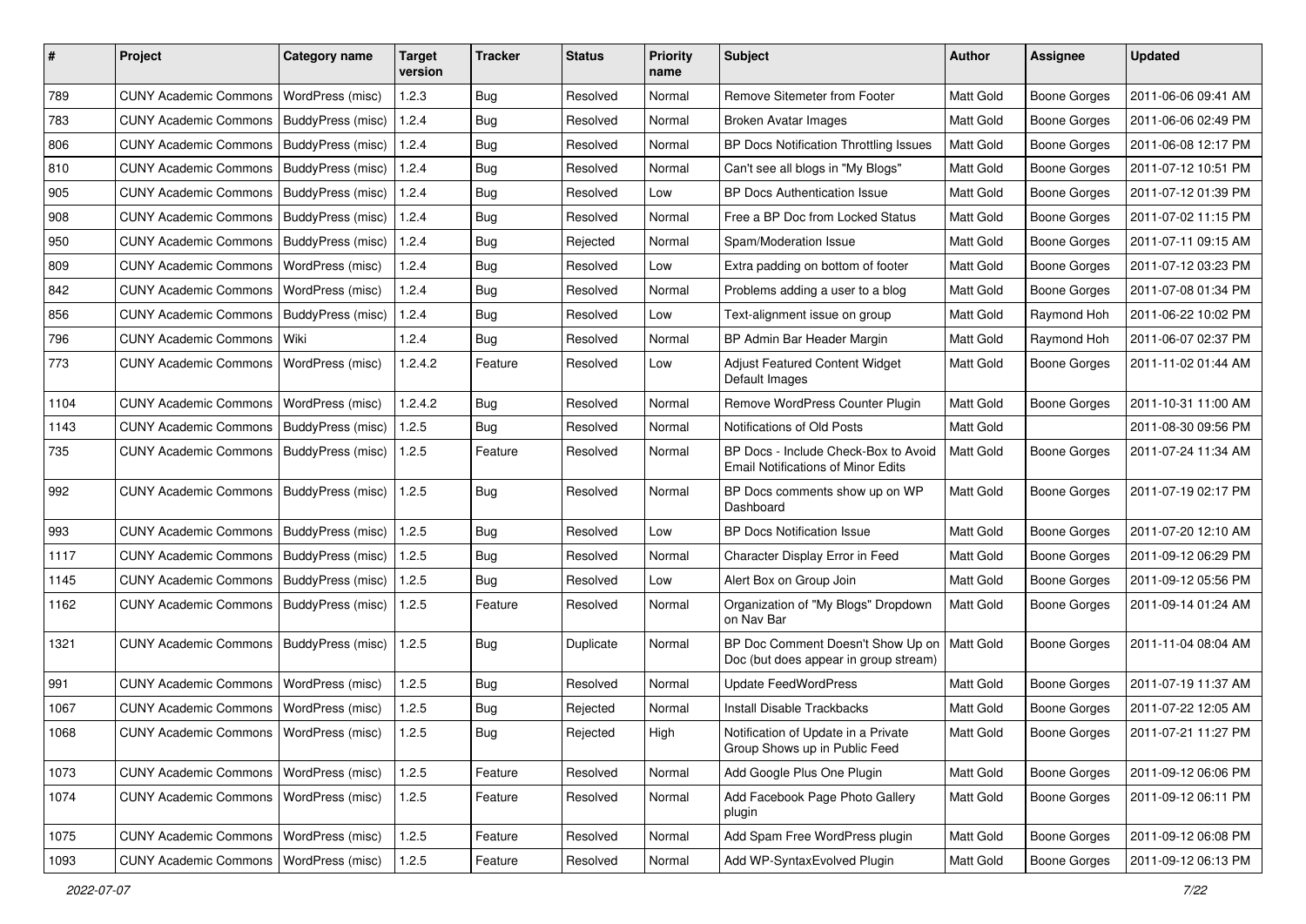| # | Project | Category name | Target version | Tracker | Status | Priority name | Subject | Author | Assignee | Updated |
|---|---|---|---|---|---|---|---|---|---|---|
| 789 | CUNY Academic Commons | WordPress (misc) | 1.2.3 | Bug | Resolved | Normal | Remove Sitemeter from Footer | Matt Gold | Boone Gorges | 2011-06-06 09:41 AM |
| 783 | CUNY Academic Commons | BuddyPress (misc) | 1.2.4 | Bug | Resolved | Normal | Broken Avatar Images | Matt Gold | Boone Gorges | 2011-06-06 02:49 PM |
| 806 | CUNY Academic Commons | BuddyPress (misc) | 1.2.4 | Bug | Resolved | Normal | BP Docs Notification Throttling Issues | Matt Gold | Boone Gorges | 2011-06-08 12:17 PM |
| 810 | CUNY Academic Commons | BuddyPress (misc) | 1.2.4 | Bug | Resolved | Normal | Can't see all blogs in "My Blogs" | Matt Gold | Boone Gorges | 2011-07-12 10:51 PM |
| 905 | CUNY Academic Commons | BuddyPress (misc) | 1.2.4 | Bug | Resolved | Low | BP Docs Authentication Issue | Matt Gold | Boone Gorges | 2011-07-12 01:39 PM |
| 908 | CUNY Academic Commons | BuddyPress (misc) | 1.2.4 | Bug | Resolved | Normal | Free a BP Doc from Locked Status | Matt Gold | Boone Gorges | 2011-07-02 11:15 PM |
| 950 | CUNY Academic Commons | BuddyPress (misc) | 1.2.4 | Bug | Rejected | Normal | Spam/Moderation Issue | Matt Gold | Boone Gorges | 2011-07-11 09:15 AM |
| 809 | CUNY Academic Commons | WordPress (misc) | 1.2.4 | Bug | Resolved | Low | Extra padding on bottom of footer | Matt Gold | Boone Gorges | 2011-07-12 03:23 PM |
| 842 | CUNY Academic Commons | WordPress (misc) | 1.2.4 | Bug | Resolved | Normal | Problems adding a user to a blog | Matt Gold | Boone Gorges | 2011-07-08 01:34 PM |
| 856 | CUNY Academic Commons | BuddyPress (misc) | 1.2.4 | Bug | Resolved | Low | Text-alignment issue on group | Matt Gold | Raymond Hoh | 2011-06-22 10:02 PM |
| 796 | CUNY Academic Commons | Wiki | 1.2.4 | Bug | Resolved | Normal | BP Admin Bar Header Margin | Matt Gold | Raymond Hoh | 2011-06-07 02:37 PM |
| 773 | CUNY Academic Commons | WordPress (misc) | 1.2.4.2 | Feature | Resolved | Low | Adjust Featured Content Widget Default Images | Matt Gold | Boone Gorges | 2011-11-02 01:44 AM |
| 1104 | CUNY Academic Commons | WordPress (misc) | 1.2.4.2 | Bug | Resolved | Normal | Remove WordPress Counter Plugin | Matt Gold | Boone Gorges | 2011-10-31 11:00 AM |
| 1143 | CUNY Academic Commons | BuddyPress (misc) | 1.2.5 | Bug | Resolved | Normal | Notifications of Old Posts | Matt Gold | | 2011-08-30 09:56 PM |
| 735 | CUNY Academic Commons | BuddyPress (misc) | 1.2.5 | Feature | Resolved | Normal | BP Docs - Include Check-Box to Avoid Email Notifications of Minor Edits | Matt Gold | Boone Gorges | 2011-07-24 11:34 AM |
| 992 | CUNY Academic Commons | BuddyPress (misc) | 1.2.5 | Bug | Resolved | Normal | BP Docs comments show up on WP Dashboard | Matt Gold | Boone Gorges | 2011-07-19 02:17 PM |
| 993 | CUNY Academic Commons | BuddyPress (misc) | 1.2.5 | Bug | Resolved | Low | BP Docs Notification Issue | Matt Gold | Boone Gorges | 2011-07-20 12:10 AM |
| 1117 | CUNY Academic Commons | BuddyPress (misc) | 1.2.5 | Bug | Resolved | Normal | Character Display Error in Feed | Matt Gold | Boone Gorges | 2011-09-12 06:29 PM |
| 1145 | CUNY Academic Commons | BuddyPress (misc) | 1.2.5 | Bug | Resolved | Low | Alert Box on Group Join | Matt Gold | Boone Gorges | 2011-09-12 05:56 PM |
| 1162 | CUNY Academic Commons | BuddyPress (misc) | 1.2.5 | Feature | Resolved | Normal | Organization of "My Blogs" Dropdown on Nav Bar | Matt Gold | Boone Gorges | 2011-09-14 01:24 AM |
| 1321 | CUNY Academic Commons | BuddyPress (misc) | 1.2.5 | Bug | Duplicate | Normal | BP Doc Comment Doesn't Show Up on Doc (but does appear in group stream) | Matt Gold | Boone Gorges | 2011-11-04 08:04 AM |
| 991 | CUNY Academic Commons | WordPress (misc) | 1.2.5 | Bug | Resolved | Normal | Update FeedWordPress | Matt Gold | Boone Gorges | 2011-07-19 11:37 AM |
| 1067 | CUNY Academic Commons | WordPress (misc) | 1.2.5 | Bug | Rejected | Normal | Install Disable Trackbacks | Matt Gold | Boone Gorges | 2011-07-22 12:05 AM |
| 1068 | CUNY Academic Commons | WordPress (misc) | 1.2.5 | Bug | Rejected | High | Notification of Update in a Private Group Shows up in Public Feed | Matt Gold | Boone Gorges | 2011-07-21 11:27 PM |
| 1073 | CUNY Academic Commons | WordPress (misc) | 1.2.5 | Feature | Resolved | Normal | Add Google Plus One Plugin | Matt Gold | Boone Gorges | 2011-09-12 06:06 PM |
| 1074 | CUNY Academic Commons | WordPress (misc) | 1.2.5 | Feature | Resolved | Normal | Add Facebook Page Photo Gallery plugin | Matt Gold | Boone Gorges | 2011-09-12 06:11 PM |
| 1075 | CUNY Academic Commons | WordPress (misc) | 1.2.5 | Feature | Resolved | Normal | Add Spam Free WordPress plugin | Matt Gold | Boone Gorges | 2011-09-12 06:08 PM |
| 1093 | CUNY Academic Commons | WordPress (misc) | 1.2.5 | Feature | Resolved | Normal | Add WP-SyntaxEvolved Plugin | Matt Gold | Boone Gorges | 2011-09-12 06:13 PM |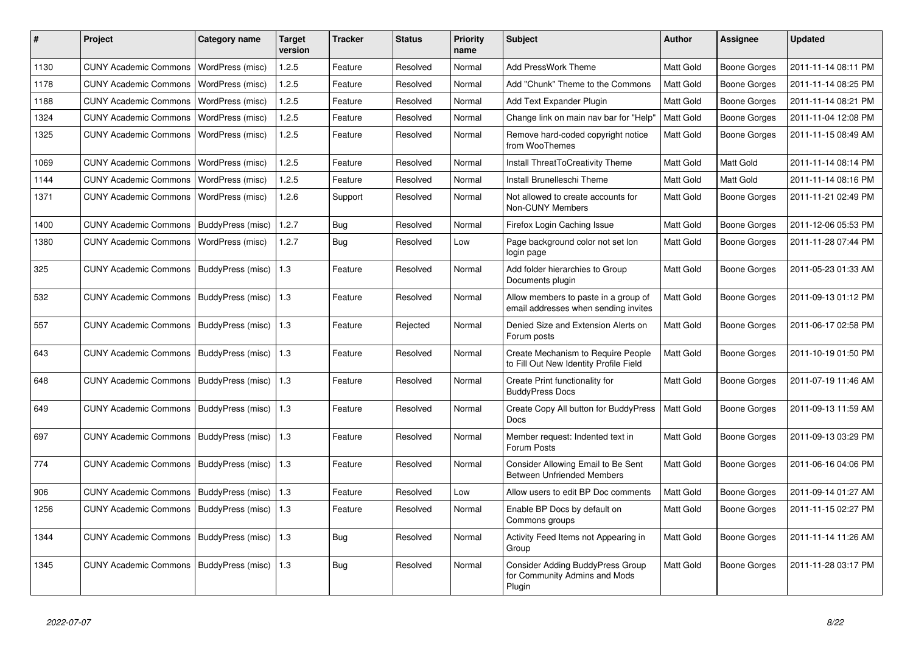| # | Project | Category name | Target version | Tracker | Status | Priority name | Subject | Author | Assignee | Updated |
| --- | --- | --- | --- | --- | --- | --- | --- | --- | --- | --- |
| 1130 | CUNY Academic Commons | WordPress (misc) | 1.2.5 | Feature | Resolved | Normal | Add PressWork Theme | Matt Gold | Boone Gorges | 2011-11-14 08:11 PM |
| 1178 | CUNY Academic Commons | WordPress (misc) | 1.2.5 | Feature | Resolved | Normal | Add "Chunk" Theme to the Commons | Matt Gold | Boone Gorges | 2011-11-14 08:25 PM |
| 1188 | CUNY Academic Commons | WordPress (misc) | 1.2.5 | Feature | Resolved | Normal | Add Text Expander Plugin | Matt Gold | Boone Gorges | 2011-11-14 08:21 PM |
| 1324 | CUNY Academic Commons | WordPress (misc) | 1.2.5 | Feature | Resolved | Normal | Change link on main nav bar for "Help" | Matt Gold | Boone Gorges | 2011-11-04 12:08 PM |
| 1325 | CUNY Academic Commons | WordPress (misc) | 1.2.5 | Feature | Resolved | Normal | Remove hard-coded copyright notice from WooThemes | Matt Gold | Boone Gorges | 2011-11-15 08:49 AM |
| 1069 | CUNY Academic Commons | WordPress (misc) | 1.2.5 | Feature | Resolved | Normal | Install ThreatToCreativity Theme | Matt Gold | Matt Gold | 2011-11-14 08:14 PM |
| 1144 | CUNY Academic Commons | WordPress (misc) | 1.2.5 | Feature | Resolved | Normal | Install Brunelleschi Theme | Matt Gold | Matt Gold | 2011-11-14 08:16 PM |
| 1371 | CUNY Academic Commons | WordPress (misc) | 1.2.6 | Support | Resolved | Normal | Not allowed to create accounts for Non-CUNY Members | Matt Gold | Boone Gorges | 2011-11-21 02:49 PM |
| 1400 | CUNY Academic Commons | BuddyPress (misc) | 1.2.7 | Bug | Resolved | Normal | Firefox Login Caching Issue | Matt Gold | Boone Gorges | 2011-12-06 05:53 PM |
| 1380 | CUNY Academic Commons | WordPress (misc) | 1.2.7 | Bug | Resolved | Low | Page background color not set lon login page | Matt Gold | Boone Gorges | 2011-11-28 07:44 PM |
| 325 | CUNY Academic Commons | BuddyPress (misc) | 1.3 | Feature | Resolved | Normal | Add folder hierarchies to Group Documents plugin | Matt Gold | Boone Gorges | 2011-05-23 01:33 AM |
| 532 | CUNY Academic Commons | BuddyPress (misc) | 1.3 | Feature | Resolved | Normal | Allow members to paste in a group of email addresses when sending invites | Matt Gold | Boone Gorges | 2011-09-13 01:12 PM |
| 557 | CUNY Academic Commons | BuddyPress (misc) | 1.3 | Feature | Rejected | Normal | Denied Size and Extension Alerts on Forum posts | Matt Gold | Boone Gorges | 2011-06-17 02:58 PM |
| 643 | CUNY Academic Commons | BuddyPress (misc) | 1.3 | Feature | Resolved | Normal | Create Mechanism to Require People to Fill Out New Identity Profile Field | Matt Gold | Boone Gorges | 2011-10-19 01:50 PM |
| 648 | CUNY Academic Commons | BuddyPress (misc) | 1.3 | Feature | Resolved | Normal | Create Print functionality for BuddyPress Docs | Matt Gold | Boone Gorges | 2011-07-19 11:46 AM |
| 649 | CUNY Academic Commons | BuddyPress (misc) | 1.3 | Feature | Resolved | Normal | Create Copy All button for BuddyPress Docs | Matt Gold | Boone Gorges | 2011-09-13 11:59 AM |
| 697 | CUNY Academic Commons | BuddyPress (misc) | 1.3 | Feature | Resolved | Normal | Member request: Indented text in Forum Posts | Matt Gold | Boone Gorges | 2011-09-13 03:29 PM |
| 774 | CUNY Academic Commons | BuddyPress (misc) | 1.3 | Feature | Resolved | Normal | Consider Allowing Email to Be Sent Between Unfriended Members | Matt Gold | Boone Gorges | 2011-06-16 04:06 PM |
| 906 | CUNY Academic Commons | BuddyPress (misc) | 1.3 | Feature | Resolved | Low | Allow users to edit BP Doc comments | Matt Gold | Boone Gorges | 2011-09-14 01:27 AM |
| 1256 | CUNY Academic Commons | BuddyPress (misc) | 1.3 | Feature | Resolved | Normal | Enable BP Docs by default on Commons groups | Matt Gold | Boone Gorges | 2011-11-15 02:27 PM |
| 1344 | CUNY Academic Commons | BuddyPress (misc) | 1.3 | Bug | Resolved | Normal | Activity Feed Items not Appearing in Group | Matt Gold | Boone Gorges | 2011-11-14 11:26 AM |
| 1345 | CUNY Academic Commons | BuddyPress (misc) | 1.3 | Bug | Resolved | Normal | Consider Adding BuddyPress Group for Community Admins and Mods Plugin | Matt Gold | Boone Gorges | 2011-11-28 03:17 PM |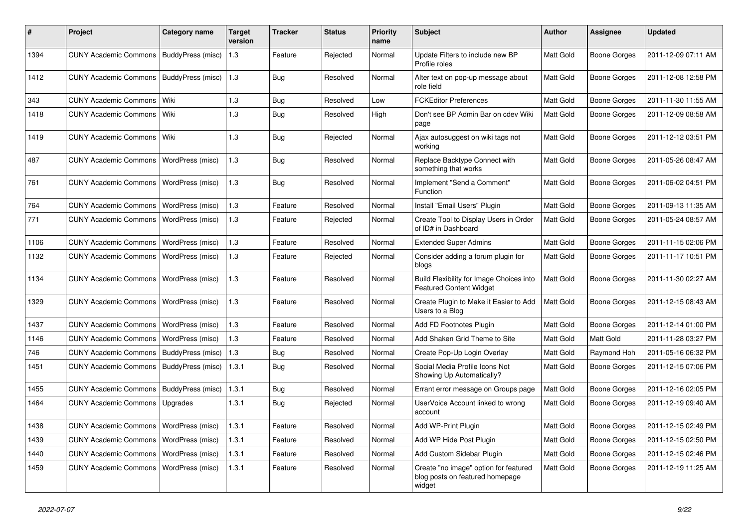| # | Project | Category name | Target version | Tracker | Status | Priority name | Subject | Author | Assignee | Updated |
|---|---|---|---|---|---|---|---|---|---|---|
| 1394 | CUNY Academic Commons | BuddyPress (misc) | 1.3 | Feature | Rejected | Normal | Update Filters to include new BP Profile roles | Matt Gold | Boone Gorges | 2011-12-09 07:11 AM |
| 1412 | CUNY Academic Commons | BuddyPress (misc) | 1.3 | Bug | Resolved | Normal | Alter text on pop-up message about role field | Matt Gold | Boone Gorges | 2011-12-08 12:58 PM |
| 343 | CUNY Academic Commons | Wiki | 1.3 | Bug | Resolved | Low | FCKEditor Preferences | Matt Gold | Boone Gorges | 2011-11-30 11:55 AM |
| 1418 | CUNY Academic Commons | Wiki | 1.3 | Bug | Resolved | High | Don't see BP Admin Bar on cdev Wiki page | Matt Gold | Boone Gorges | 2011-12-09 08:58 AM |
| 1419 | CUNY Academic Commons | Wiki | 1.3 | Bug | Rejected | Normal | Ajax autosuggest on wiki tags not working | Matt Gold | Boone Gorges | 2011-12-12 03:51 PM |
| 487 | CUNY Academic Commons | WordPress (misc) | 1.3 | Bug | Resolved | Normal | Replace Backtype Connect with something that works | Matt Gold | Boone Gorges | 2011-05-26 08:47 AM |
| 761 | CUNY Academic Commons | WordPress (misc) | 1.3 | Bug | Resolved | Normal | Implement "Send a Comment" Function | Matt Gold | Boone Gorges | 2011-06-02 04:51 PM |
| 764 | CUNY Academic Commons | WordPress (misc) | 1.3 | Feature | Resolved | Normal | Install "Email Users" Plugin | Matt Gold | Boone Gorges | 2011-09-13 11:35 AM |
| 771 | CUNY Academic Commons | WordPress (misc) | 1.3 | Feature | Rejected | Normal | Create Tool to Display Users in Order of ID# in Dashboard | Matt Gold | Boone Gorges | 2011-05-24 08:57 AM |
| 1106 | CUNY Academic Commons | WordPress (misc) | 1.3 | Feature | Resolved | Normal | Extended Super Admins | Matt Gold | Boone Gorges | 2011-11-15 02:06 PM |
| 1132 | CUNY Academic Commons | WordPress (misc) | 1.3 | Feature | Rejected | Normal | Consider adding a forum plugin for blogs | Matt Gold | Boone Gorges | 2011-11-17 10:51 PM |
| 1134 | CUNY Academic Commons | WordPress (misc) | 1.3 | Feature | Resolved | Normal | Build Flexibility for Image Choices into Featured Content Widget | Matt Gold | Boone Gorges | 2011-11-30 02:27 AM |
| 1329 | CUNY Academic Commons | WordPress (misc) | 1.3 | Feature | Resolved | Normal | Create Plugin to Make it Easier to Add Users to a Blog | Matt Gold | Boone Gorges | 2011-12-15 08:43 AM |
| 1437 | CUNY Academic Commons | WordPress (misc) | 1.3 | Feature | Resolved | Normal | Add FD Footnotes Plugin | Matt Gold | Boone Gorges | 2011-12-14 01:00 PM |
| 1146 | CUNY Academic Commons | WordPress (misc) | 1.3 | Feature | Resolved | Normal | Add Shaken Grid Theme to Site | Matt Gold | Matt Gold | 2011-11-28 03:27 PM |
| 746 | CUNY Academic Commons | BuddyPress (misc) | 1.3 | Bug | Resolved | Normal | Create Pop-Up Login Overlay | Matt Gold | Raymond Hoh | 2011-05-16 06:32 PM |
| 1451 | CUNY Academic Commons | BuddyPress (misc) | 1.3.1 | Bug | Resolved | Normal | Social Media Profile Icons Not Showing Up Automatically? | Matt Gold | Boone Gorges | 2011-12-15 07:06 PM |
| 1455 | CUNY Academic Commons | BuddyPress (misc) | 1.3.1 | Bug | Resolved | Normal | Errant error message on Groups page | Matt Gold | Boone Gorges | 2011-12-16 02:05 PM |
| 1464 | CUNY Academic Commons | Upgrades | 1.3.1 | Bug | Rejected | Normal | UserVoice Account linked to wrong account | Matt Gold | Boone Gorges | 2011-12-19 09:40 AM |
| 1438 | CUNY Academic Commons | WordPress (misc) | 1.3.1 | Feature | Resolved | Normal | Add WP-Print Plugin | Matt Gold | Boone Gorges | 2011-12-15 02:49 PM |
| 1439 | CUNY Academic Commons | WordPress (misc) | 1.3.1 | Feature | Resolved | Normal | Add WP Hide Post Plugin | Matt Gold | Boone Gorges | 2011-12-15 02:50 PM |
| 1440 | CUNY Academic Commons | WordPress (misc) | 1.3.1 | Feature | Resolved | Normal | Add Custom Sidebar Plugin | Matt Gold | Boone Gorges | 2011-12-15 02:46 PM |
| 1459 | CUNY Academic Commons | WordPress (misc) | 1.3.1 | Feature | Resolved | Normal | Create "no image" option for featured blog posts on featured homepage widget | Matt Gold | Boone Gorges | 2011-12-19 11:25 AM |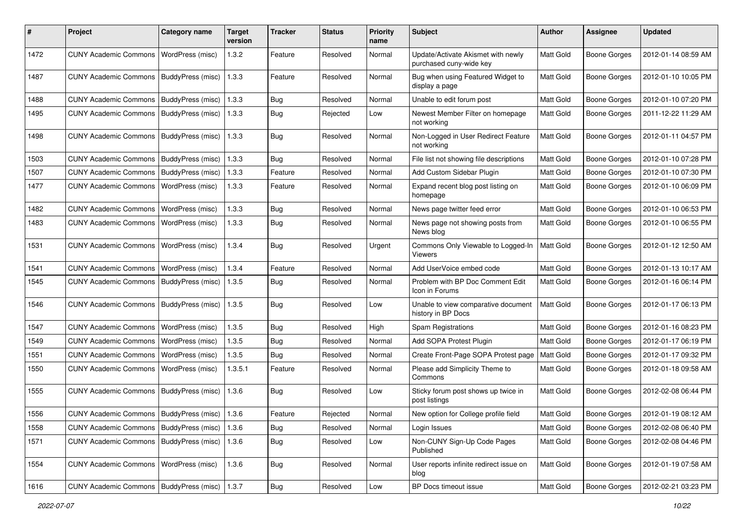| # | Project | Category name | Target version | Tracker | Status | Priority name | Subject | Author | Assignee | Updated |
|---|---|---|---|---|---|---|---|---|---|---|
| 1472 | CUNY Academic Commons | WordPress (misc) | 1.3.2 | Feature | Resolved | Normal | Update/Activate Akismet with newly purchased cuny-wide key | Matt Gold | Boone Gorges | 2012-01-14 08:59 AM |
| 1487 | CUNY Academic Commons | BuddyPress (misc) | 1.3.3 | Feature | Resolved | Normal | Bug when using Featured Widget to display a page | Matt Gold | Boone Gorges | 2012-01-10 10:05 PM |
| 1488 | CUNY Academic Commons | BuddyPress (misc) | 1.3.3 | Bug | Resolved | Normal | Unable to edit forum post | Matt Gold | Boone Gorges | 2012-01-10 07:20 PM |
| 1495 | CUNY Academic Commons | BuddyPress (misc) | 1.3.3 | Bug | Rejected | Low | Newest Member Filter on homepage not working | Matt Gold | Boone Gorges | 2011-12-22 11:29 AM |
| 1498 | CUNY Academic Commons | BuddyPress (misc) | 1.3.3 | Bug | Resolved | Normal | Non-Logged in User Redirect Feature not working | Matt Gold | Boone Gorges | 2012-01-11 04:57 PM |
| 1503 | CUNY Academic Commons | BuddyPress (misc) | 1.3.3 | Bug | Resolved | Normal | File list not showing file descriptions | Matt Gold | Boone Gorges | 2012-01-10 07:28 PM |
| 1507 | CUNY Academic Commons | BuddyPress (misc) | 1.3.3 | Feature | Resolved | Normal | Add Custom Sidebar Plugin | Matt Gold | Boone Gorges | 2012-01-10 07:30 PM |
| 1477 | CUNY Academic Commons | WordPress (misc) | 1.3.3 | Feature | Resolved | Normal | Expand recent blog post listing on homepage | Matt Gold | Boone Gorges | 2012-01-10 06:09 PM |
| 1482 | CUNY Academic Commons | WordPress (misc) | 1.3.3 | Bug | Resolved | Normal | News page twitter feed error | Matt Gold | Boone Gorges | 2012-01-10 06:53 PM |
| 1483 | CUNY Academic Commons | WordPress (misc) | 1.3.3 | Bug | Resolved | Normal | News page not showing posts from News blog | Matt Gold | Boone Gorges | 2012-01-10 06:55 PM |
| 1531 | CUNY Academic Commons | WordPress (misc) | 1.3.4 | Bug | Resolved | Urgent | Commons Only Viewable to Logged-In Viewers | Matt Gold | Boone Gorges | 2012-01-12 12:50 AM |
| 1541 | CUNY Academic Commons | WordPress (misc) | 1.3.4 | Feature | Resolved | Normal | Add UserVoice embed code | Matt Gold | Boone Gorges | 2012-01-13 10:17 AM |
| 1545 | CUNY Academic Commons | BuddyPress (misc) | 1.3.5 | Bug | Resolved | Normal | Problem with BP Doc Comment Edit Icon in Forums | Matt Gold | Boone Gorges | 2012-01-16 06:14 PM |
| 1546 | CUNY Academic Commons | BuddyPress (misc) | 1.3.5 | Bug | Resolved | Low | Unable to view comparative document history in BP Docs | Matt Gold | Boone Gorges | 2012-01-17 06:13 PM |
| 1547 | CUNY Academic Commons | WordPress (misc) | 1.3.5 | Bug | Resolved | High | Spam Registrations | Matt Gold | Boone Gorges | 2012-01-16 08:23 PM |
| 1549 | CUNY Academic Commons | WordPress (misc) | 1.3.5 | Bug | Resolved | Normal | Add SOPA Protest Plugin | Matt Gold | Boone Gorges | 2012-01-17 06:19 PM |
| 1551 | CUNY Academic Commons | WordPress (misc) | 1.3.5 | Bug | Resolved | Normal | Create Front-Page SOPA Protest page | Matt Gold | Boone Gorges | 2012-01-17 09:32 PM |
| 1550 | CUNY Academic Commons | WordPress (misc) | 1.3.5.1 | Feature | Resolved | Normal | Please add Simplicity Theme to Commons | Matt Gold | Boone Gorges | 2012-01-18 09:58 AM |
| 1555 | CUNY Academic Commons | BuddyPress (misc) | 1.3.6 | Bug | Resolved | Low | Sticky forum post shows up twice in post listings | Matt Gold | Boone Gorges | 2012-02-08 06:44 PM |
| 1556 | CUNY Academic Commons | BuddyPress (misc) | 1.3.6 | Feature | Rejected | Normal | New option for College profile field | Matt Gold | Boone Gorges | 2012-01-19 08:12 AM |
| 1558 | CUNY Academic Commons | BuddyPress (misc) | 1.3.6 | Bug | Resolved | Normal | Login Issues | Matt Gold | Boone Gorges | 2012-02-08 06:40 PM |
| 1571 | CUNY Academic Commons | BuddyPress (misc) | 1.3.6 | Bug | Resolved | Low | Non-CUNY Sign-Up Code Pages Published | Matt Gold | Boone Gorges | 2012-02-08 04:46 PM |
| 1554 | CUNY Academic Commons | WordPress (misc) | 1.3.6 | Bug | Resolved | Normal | User reports infinite redirect issue on blog | Matt Gold | Boone Gorges | 2012-01-19 07:58 AM |
| 1616 | CUNY Academic Commons | BuddyPress (misc) | 1.3.7 | Bug | Resolved | Low | BP Docs timeout issue | Matt Gold | Boone Gorges | 2012-02-21 03:23 PM |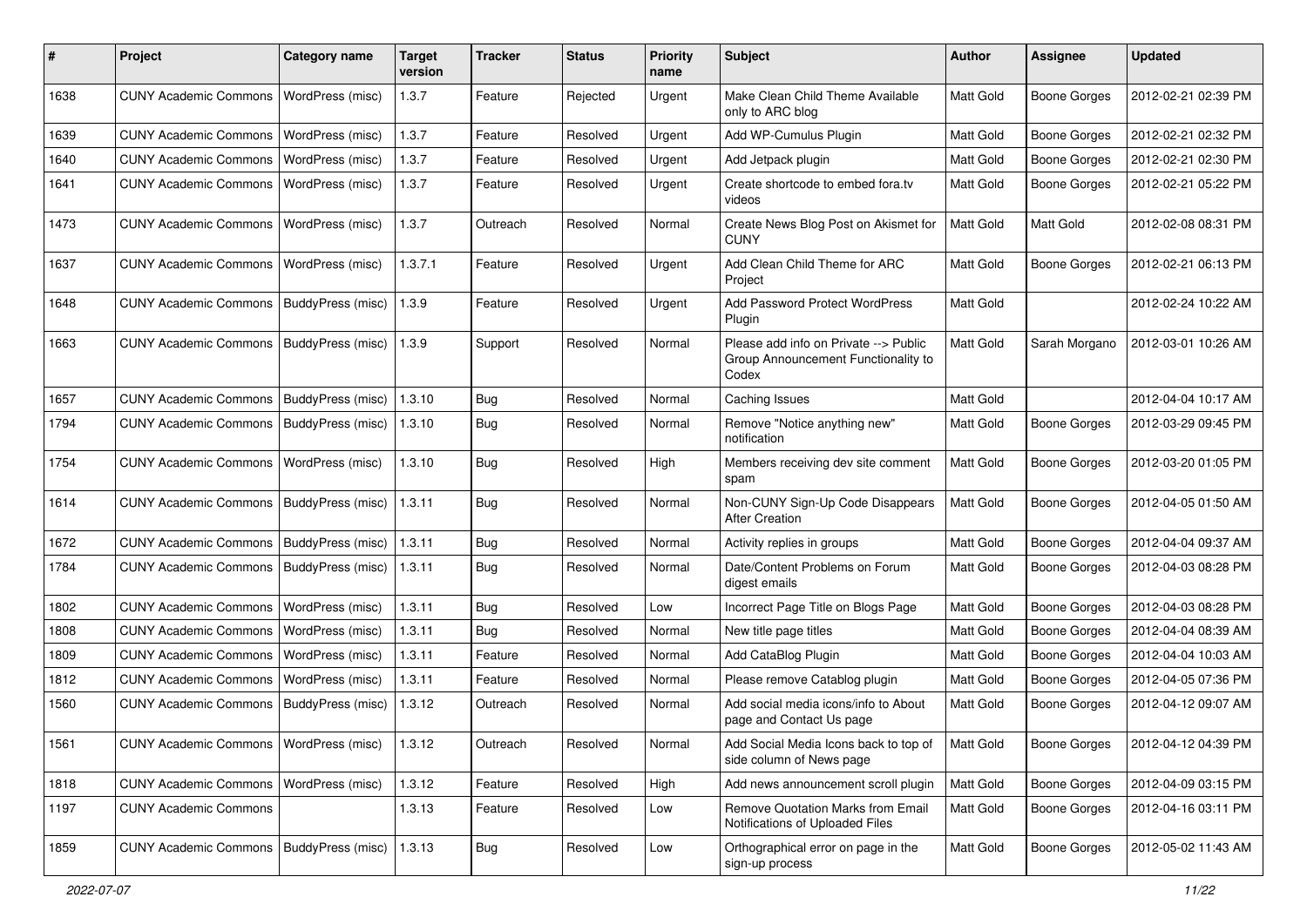| # | Project | Category name | Target version | Tracker | Status | Priority name | Subject | Author | Assignee | Updated |
|---|---|---|---|---|---|---|---|---|---|---|
| 1638 | CUNY Academic Commons | WordPress (misc) | 1.3.7 | Feature | Rejected | Urgent | Make Clean Child Theme Available only to ARC blog | Matt Gold | Boone Gorges | 2012-02-21 02:39 PM |
| 1639 | CUNY Academic Commons | WordPress (misc) | 1.3.7 | Feature | Resolved | Urgent | Add WP-Cumulus Plugin | Matt Gold | Boone Gorges | 2012-02-21 02:32 PM |
| 1640 | CUNY Academic Commons | WordPress (misc) | 1.3.7 | Feature | Resolved | Urgent | Add Jetpack plugin | Matt Gold | Boone Gorges | 2012-02-21 02:30 PM |
| 1641 | CUNY Academic Commons | WordPress (misc) | 1.3.7 | Feature | Resolved | Urgent | Create shortcode to embed fora.tv videos | Matt Gold | Boone Gorges | 2012-02-21 05:22 PM |
| 1473 | CUNY Academic Commons | WordPress (misc) | 1.3.7 | Outreach | Resolved | Normal | Create News Blog Post on Akismet for CUNY | Matt Gold | Matt Gold | 2012-02-08 08:31 PM |
| 1637 | CUNY Academic Commons | WordPress (misc) | 1.3.7.1 | Feature | Resolved | Urgent | Add Clean Child Theme for ARC Project | Matt Gold | Boone Gorges | 2012-02-21 06:13 PM |
| 1648 | CUNY Academic Commons | BuddyPress (misc) | 1.3.9 | Feature | Resolved | Urgent | Add Password Protect WordPress Plugin | Matt Gold | | 2012-02-24 10:22 AM |
| 1663 | CUNY Academic Commons | BuddyPress (misc) | 1.3.9 | Support | Resolved | Normal | Please add info on Private --> Public Group Announcement Functionality to Codex | Matt Gold | Sarah Morgano | 2012-03-01 10:26 AM |
| 1657 | CUNY Academic Commons | BuddyPress (misc) | 1.3.10 | Bug | Resolved | Normal | Caching Issues | Matt Gold | | 2012-04-04 10:17 AM |
| 1794 | CUNY Academic Commons | BuddyPress (misc) | 1.3.10 | Bug | Resolved | Normal | Remove "Notice anything new" notification | Matt Gold | Boone Gorges | 2012-03-29 09:45 PM |
| 1754 | CUNY Academic Commons | WordPress (misc) | 1.3.10 | Bug | Resolved | High | Members receiving dev site comment spam | Matt Gold | Boone Gorges | 2012-03-20 01:05 PM |
| 1614 | CUNY Academic Commons | BuddyPress (misc) | 1.3.11 | Bug | Resolved | Normal | Non-CUNY Sign-Up Code Disappears After Creation | Matt Gold | Boone Gorges | 2012-04-05 01:50 AM |
| 1672 | CUNY Academic Commons | BuddyPress (misc) | 1.3.11 | Bug | Resolved | Normal | Activity replies in groups | Matt Gold | Boone Gorges | 2012-04-04 09:37 AM |
| 1784 | CUNY Academic Commons | BuddyPress (misc) | 1.3.11 | Bug | Resolved | Normal | Date/Content Problems on Forum digest emails | Matt Gold | Boone Gorges | 2012-04-03 08:28 PM |
| 1802 | CUNY Academic Commons | WordPress (misc) | 1.3.11 | Bug | Resolved | Low | Incorrect Page Title on Blogs Page | Matt Gold | Boone Gorges | 2012-04-03 08:28 PM |
| 1808 | CUNY Academic Commons | WordPress (misc) | 1.3.11 | Bug | Resolved | Normal | New title page titles | Matt Gold | Boone Gorges | 2012-04-04 08:39 AM |
| 1809 | CUNY Academic Commons | WordPress (misc) | 1.3.11 | Feature | Resolved | Normal | Add CataBlog Plugin | Matt Gold | Boone Gorges | 2012-04-04 10:03 AM |
| 1812 | CUNY Academic Commons | WordPress (misc) | 1.3.11 | Feature | Resolved | Normal | Please remove Catablog plugin | Matt Gold | Boone Gorges | 2012-04-05 07:36 PM |
| 1560 | CUNY Academic Commons | BuddyPress (misc) | 1.3.12 | Outreach | Resolved | Normal | Add social media icons/info to About page and Contact Us page | Matt Gold | Boone Gorges | 2012-04-12 09:07 AM |
| 1561 | CUNY Academic Commons | WordPress (misc) | 1.3.12 | Outreach | Resolved | Normal | Add Social Media Icons back to top of side column of News page | Matt Gold | Boone Gorges | 2012-04-12 04:39 PM |
| 1818 | CUNY Academic Commons | WordPress (misc) | 1.3.12 | Feature | Resolved | High | Add news announcement scroll plugin | Matt Gold | Boone Gorges | 2012-04-09 03:15 PM |
| 1197 | CUNY Academic Commons | | 1.3.13 | Feature | Resolved | Low | Remove Quotation Marks from Email Notifications of Uploaded Files | Matt Gold | Boone Gorges | 2012-04-16 03:11 PM |
| 1859 | CUNY Academic Commons | BuddyPress (misc) | 1.3.13 | Bug | Resolved | Low | Orthographical error on page in the sign-up process | Matt Gold | Boone Gorges | 2012-05-02 11:43 AM |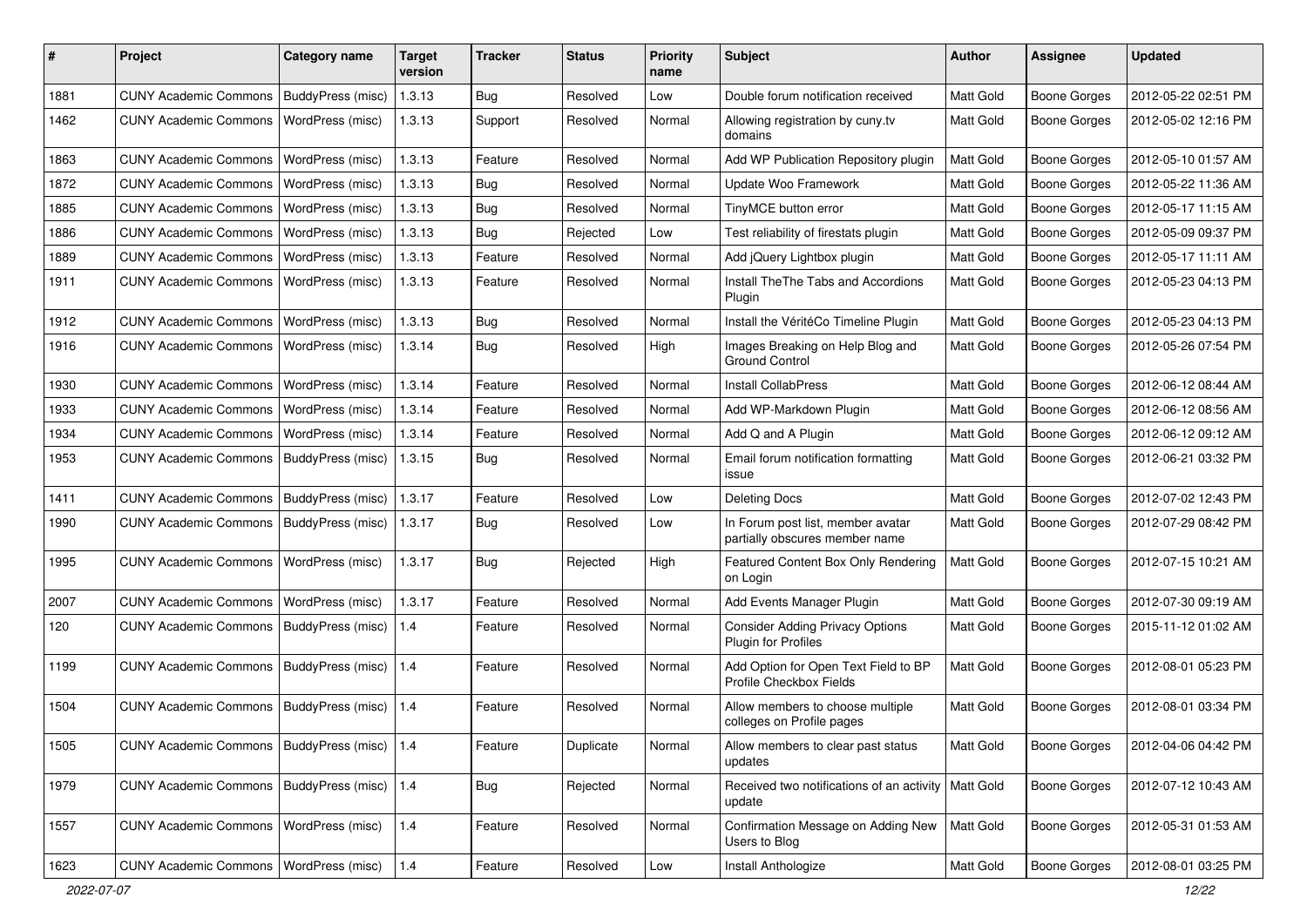| # | Project | Category name | Target version | Tracker | Status | Priority name | Subject | Author | Assignee | Updated |
|---|---|---|---|---|---|---|---|---|---|---|
| 1881 | CUNY Academic Commons | BuddyPress (misc) | 1.3.13 | Bug | Resolved | Low | Double forum notification received | Matt Gold | Boone Gorges | 2012-05-22 02:51 PM |
| 1462 | CUNY Academic Commons | WordPress (misc) | 1.3.13 | Support | Resolved | Normal | Allowing registration by cuny.tv domains | Matt Gold | Boone Gorges | 2012-05-02 12:16 PM |
| 1863 | CUNY Academic Commons | WordPress (misc) | 1.3.13 | Feature | Resolved | Normal | Add WP Publication Repository plugin | Matt Gold | Boone Gorges | 2012-05-10 01:57 AM |
| 1872 | CUNY Academic Commons | WordPress (misc) | 1.3.13 | Bug | Resolved | Normal | Update Woo Framework | Matt Gold | Boone Gorges | 2012-05-22 11:36 AM |
| 1885 | CUNY Academic Commons | WordPress (misc) | 1.3.13 | Bug | Resolved | Normal | TinyMCE button error | Matt Gold | Boone Gorges | 2012-05-17 11:15 AM |
| 1886 | CUNY Academic Commons | WordPress (misc) | 1.3.13 | Bug | Rejected | Low | Test reliability of firestats plugin | Matt Gold | Boone Gorges | 2012-05-09 09:37 PM |
| 1889 | CUNY Academic Commons | WordPress (misc) | 1.3.13 | Feature | Resolved | Normal | Add jQuery Lightbox plugin | Matt Gold | Boone Gorges | 2012-05-17 11:11 AM |
| 1911 | CUNY Academic Commons | WordPress (misc) | 1.3.13 | Feature | Resolved | Normal | Install TheThe Tabs and Accordions Plugin | Matt Gold | Boone Gorges | 2012-05-23 04:13 PM |
| 1912 | CUNY Academic Commons | WordPress (misc) | 1.3.13 | Bug | Resolved | Normal | Install the VéritéCo Timeline Plugin | Matt Gold | Boone Gorges | 2012-05-23 04:13 PM |
| 1916 | CUNY Academic Commons | WordPress (misc) | 1.3.14 | Bug | Resolved | High | Images Breaking on Help Blog and Ground Control | Matt Gold | Boone Gorges | 2012-05-26 07:54 PM |
| 1930 | CUNY Academic Commons | WordPress (misc) | 1.3.14 | Feature | Resolved | Normal | Install CollabPress | Matt Gold | Boone Gorges | 2012-06-12 08:44 AM |
| 1933 | CUNY Academic Commons | WordPress (misc) | 1.3.14 | Feature | Resolved | Normal | Add WP-Markdown Plugin | Matt Gold | Boone Gorges | 2012-06-12 08:56 AM |
| 1934 | CUNY Academic Commons | WordPress (misc) | 1.3.14 | Feature | Resolved | Normal | Add Q and A Plugin | Matt Gold | Boone Gorges | 2012-06-12 09:12 AM |
| 1953 | CUNY Academic Commons | BuddyPress (misc) | 1.3.15 | Bug | Resolved | Normal | Email forum notification formatting issue | Matt Gold | Boone Gorges | 2012-06-21 03:32 PM |
| 1411 | CUNY Academic Commons | BuddyPress (misc) | 1.3.17 | Feature | Resolved | Low | Deleting Docs | Matt Gold | Boone Gorges | 2012-07-02 12:43 PM |
| 1990 | CUNY Academic Commons | BuddyPress (misc) | 1.3.17 | Bug | Resolved | Low | In Forum post list, member avatar partially obscures member name | Matt Gold | Boone Gorges | 2012-07-29 08:42 PM |
| 1995 | CUNY Academic Commons | WordPress (misc) | 1.3.17 | Bug | Rejected | High | Featured Content Box Only Rendering on Login | Matt Gold | Boone Gorges | 2012-07-15 10:21 AM |
| 2007 | CUNY Academic Commons | WordPress (misc) | 1.3.17 | Feature | Resolved | Normal | Add Events Manager Plugin | Matt Gold | Boone Gorges | 2012-07-30 09:19 AM |
| 120 | CUNY Academic Commons | BuddyPress (misc) | 1.4 | Feature | Resolved | Normal | Consider Adding Privacy Options Plugin for Profiles | Matt Gold | Boone Gorges | 2015-11-12 01:02 AM |
| 1199 | CUNY Academic Commons | BuddyPress (misc) | 1.4 | Feature | Resolved | Normal | Add Option for Open Text Field to BP Profile Checkbox Fields | Matt Gold | Boone Gorges | 2012-08-01 05:23 PM |
| 1504 | CUNY Academic Commons | BuddyPress (misc) | 1.4 | Feature | Resolved | Normal | Allow members to choose multiple colleges on Profile pages | Matt Gold | Boone Gorges | 2012-08-01 03:34 PM |
| 1505 | CUNY Academic Commons | BuddyPress (misc) | 1.4 | Feature | Duplicate | Normal | Allow members to clear past status updates | Matt Gold | Boone Gorges | 2012-04-06 04:42 PM |
| 1979 | CUNY Academic Commons | BuddyPress (misc) | 1.4 | Bug | Rejected | Normal | Received two notifications of an activity update | Matt Gold | Boone Gorges | 2012-07-12 10:43 AM |
| 1557 | CUNY Academic Commons | WordPress (misc) | 1.4 | Feature | Resolved | Normal | Confirmation Message on Adding New Users to Blog | Matt Gold | Boone Gorges | 2012-05-31 01:53 AM |
| 1623 | CUNY Academic Commons | WordPress (misc) | 1.4 | Feature | Resolved | Low | Install Anthologize | Matt Gold | Boone Gorges | 2012-08-01 03:25 PM |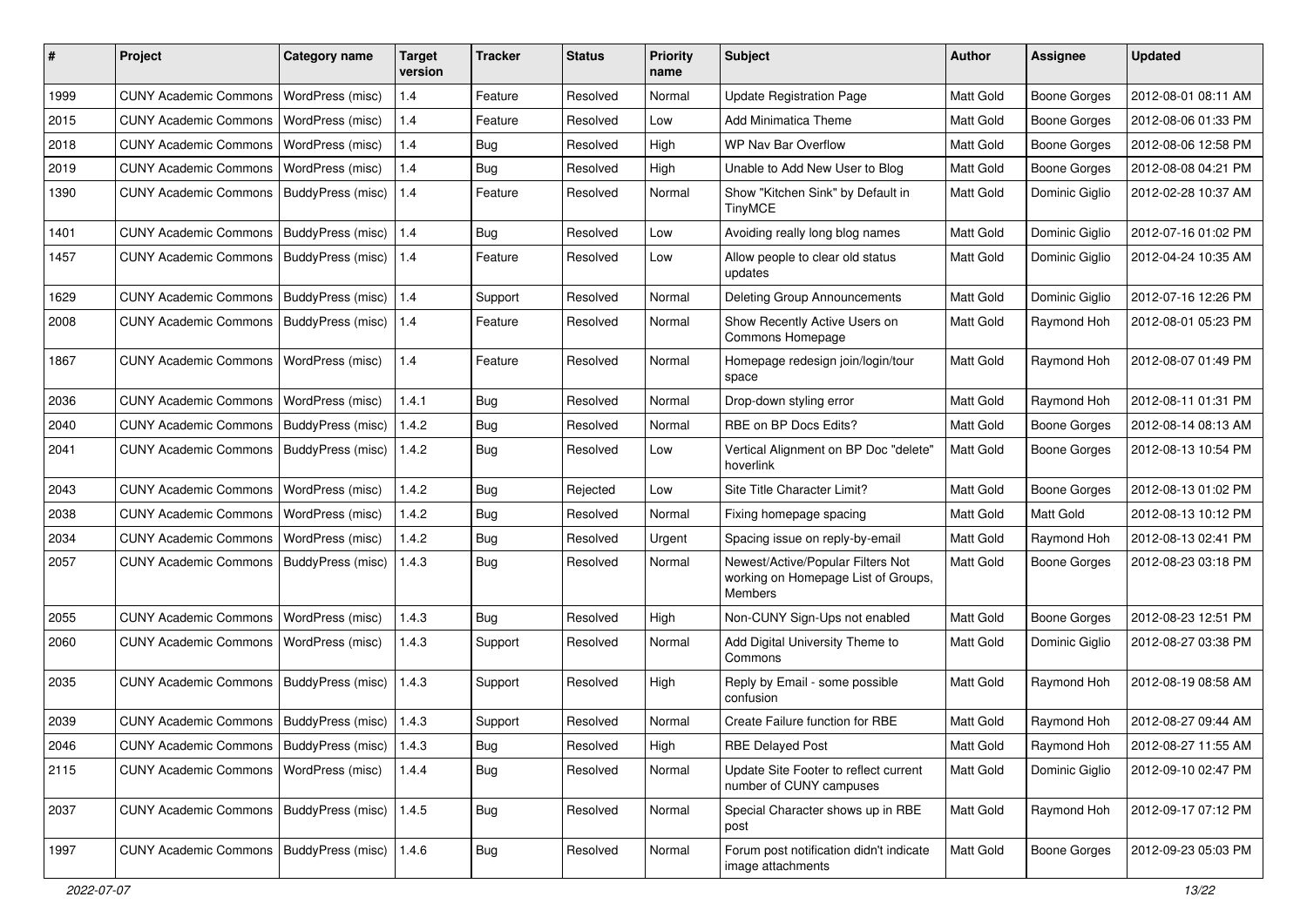| # | Project | Category name | Target version | Tracker | Status | Priority name | Subject | Author | Assignee | Updated |
|---|---|---|---|---|---|---|---|---|---|---|
| 1999 | CUNY Academic Commons | WordPress (misc) | 1.4 | Feature | Resolved | Normal | Update Registration Page | Matt Gold | Boone Gorges | 2012-08-01 08:11 AM |
| 2015 | CUNY Academic Commons | WordPress (misc) | 1.4 | Feature | Resolved | Low | Add Minimatica Theme | Matt Gold | Boone Gorges | 2012-08-06 01:33 PM |
| 2018 | CUNY Academic Commons | WordPress (misc) | 1.4 | Bug | Resolved | High | WP Nav Bar Overflow | Matt Gold | Boone Gorges | 2012-08-06 12:58 PM |
| 2019 | CUNY Academic Commons | WordPress (misc) | 1.4 | Bug | Resolved | High | Unable to Add New User to Blog | Matt Gold | Boone Gorges | 2012-08-08 04:21 PM |
| 1390 | CUNY Academic Commons | BuddyPress (misc) | 1.4 | Feature | Resolved | Normal | Show "Kitchen Sink" by Default in TinyMCE | Matt Gold | Dominic Giglio | 2012-02-28 10:37 AM |
| 1401 | CUNY Academic Commons | BuddyPress (misc) | 1.4 | Bug | Resolved | Low | Avoiding really long blog names | Matt Gold | Dominic Giglio | 2012-07-16 01:02 PM |
| 1457 | CUNY Academic Commons | BuddyPress (misc) | 1.4 | Feature | Resolved | Low | Allow people to clear old status updates | Matt Gold | Dominic Giglio | 2012-04-24 10:35 AM |
| 1629 | CUNY Academic Commons | BuddyPress (misc) | 1.4 | Support | Resolved | Normal | Deleting Group Announcements | Matt Gold | Dominic Giglio | 2012-07-16 12:26 PM |
| 2008 | CUNY Academic Commons | BuddyPress (misc) | 1.4 | Feature | Resolved | Normal | Show Recently Active Users on Commons Homepage | Matt Gold | Raymond Hoh | 2012-08-01 05:23 PM |
| 1867 | CUNY Academic Commons | WordPress (misc) | 1.4 | Feature | Resolved | Normal | Homepage redesign join/login/tour space | Matt Gold | Raymond Hoh | 2012-08-07 01:49 PM |
| 2036 | CUNY Academic Commons | WordPress (misc) | 1.4.1 | Bug | Resolved | Normal | Drop-down styling error | Matt Gold | Raymond Hoh | 2012-08-11 01:31 PM |
| 2040 | CUNY Academic Commons | BuddyPress (misc) | 1.4.2 | Bug | Resolved | Normal | RBE on BP Docs Edits? | Matt Gold | Boone Gorges | 2012-08-14 08:13 AM |
| 2041 | CUNY Academic Commons | BuddyPress (misc) | 1.4.2 | Bug | Resolved | Low | Vertical Alignment on BP Doc "delete" hoverlink | Matt Gold | Boone Gorges | 2012-08-13 10:54 PM |
| 2043 | CUNY Academic Commons | WordPress (misc) | 1.4.2 | Bug | Rejected | Low | Site Title Character Limit? | Matt Gold | Boone Gorges | 2012-08-13 01:02 PM |
| 2038 | CUNY Academic Commons | WordPress (misc) | 1.4.2 | Bug | Resolved | Normal | Fixing homepage spacing | Matt Gold | Matt Gold | 2012-08-13 10:12 PM |
| 2034 | CUNY Academic Commons | WordPress (misc) | 1.4.2 | Bug | Resolved | Urgent | Spacing issue on reply-by-email | Matt Gold | Raymond Hoh | 2012-08-13 02:41 PM |
| 2057 | CUNY Academic Commons | BuddyPress (misc) | 1.4.3 | Bug | Resolved | Normal | Newest/Active/Popular Filters Not working on Homepage List of Groups, Members | Matt Gold | Boone Gorges | 2012-08-23 03:18 PM |
| 2055 | CUNY Academic Commons | WordPress (misc) | 1.4.3 | Bug | Resolved | High | Non-CUNY Sign-Ups not enabled | Matt Gold | Boone Gorges | 2012-08-23 12:51 PM |
| 2060 | CUNY Academic Commons | WordPress (misc) | 1.4.3 | Support | Resolved | Normal | Add Digital University Theme to Commons | Matt Gold | Dominic Giglio | 2012-08-27 03:38 PM |
| 2035 | CUNY Academic Commons | BuddyPress (misc) | 1.4.3 | Support | Resolved | High | Reply by Email - some possible confusion | Matt Gold | Raymond Hoh | 2012-08-19 08:58 AM |
| 2039 | CUNY Academic Commons | BuddyPress (misc) | 1.4.3 | Support | Resolved | Normal | Create Failure function for RBE | Matt Gold | Raymond Hoh | 2012-08-27 09:44 AM |
| 2046 | CUNY Academic Commons | BuddyPress (misc) | 1.4.3 | Bug | Resolved | High | RBE Delayed Post | Matt Gold | Raymond Hoh | 2012-08-27 11:55 AM |
| 2115 | CUNY Academic Commons | WordPress (misc) | 1.4.4 | Bug | Resolved | Normal | Update Site Footer to reflect current number of CUNY campuses | Matt Gold | Dominic Giglio | 2012-09-10 02:47 PM |
| 2037 | CUNY Academic Commons | BuddyPress (misc) | 1.4.5 | Bug | Resolved | Normal | Special Character shows up in RBE post | Matt Gold | Raymond Hoh | 2012-09-17 07:12 PM |
| 1997 | CUNY Academic Commons | BuddyPress (misc) | 1.4.6 | Bug | Resolved | Normal | Forum post notification didn't indicate image attachments | Matt Gold | Boone Gorges | 2012-09-23 05:03 PM |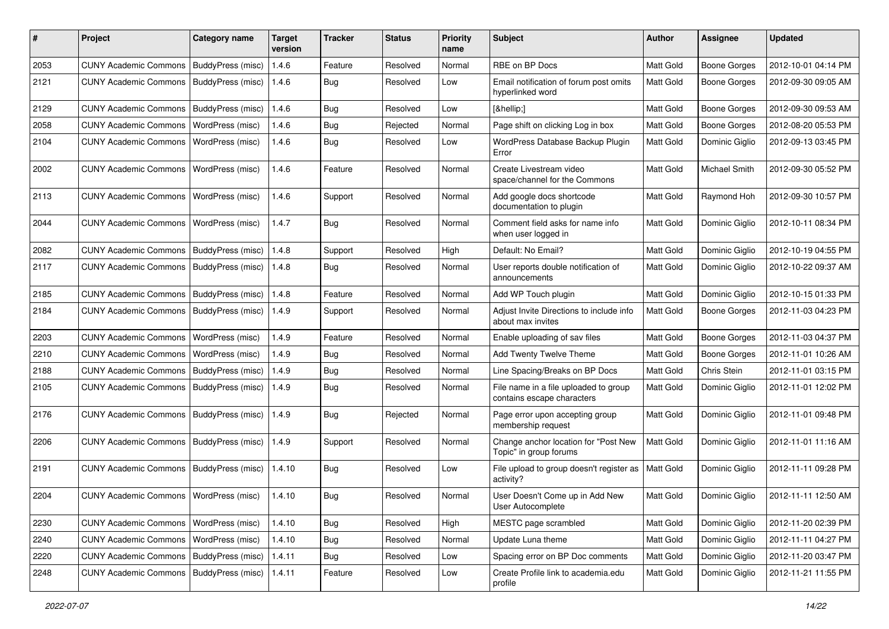| # | Project | Category name | Target version | Tracker | Status | Priority name | Subject | Author | Assignee | Updated |
|---|---|---|---|---|---|---|---|---|---|---|
| 2053 | CUNY Academic Commons | BuddyPress (misc) | 1.4.6 | Feature | Resolved | Normal | RBE on BP Docs | Matt Gold | Boone Gorges | 2012-10-01 04:14 PM |
| 2121 | CUNY Academic Commons | BuddyPress (misc) | 1.4.6 | Bug | Resolved | Low | Email notification of forum post omits hyperlinked word | Matt Gold | Boone Gorges | 2012-09-30 09:05 AM |
| 2129 | CUNY Academic Commons | BuddyPress (misc) | 1.4.6 | Bug | Resolved | Low | [&hellip;] | Matt Gold | Boone Gorges | 2012-09-30 09:53 AM |
| 2058 | CUNY Academic Commons | WordPress (misc) | 1.4.6 | Bug | Rejected | Normal | Page shift on clicking Log in box | Matt Gold | Boone Gorges | 2012-08-20 05:53 PM |
| 2104 | CUNY Academic Commons | WordPress (misc) | 1.4.6 | Bug | Resolved | Low | WordPress Database Backup Plugin Error | Matt Gold | Dominic Giglio | 2012-09-13 03:45 PM |
| 2002 | CUNY Academic Commons | WordPress (misc) | 1.4.6 | Feature | Resolved | Normal | Create Livestream video space/channel for the Commons | Matt Gold | Michael Smith | 2012-09-30 05:52 PM |
| 2113 | CUNY Academic Commons | WordPress (misc) | 1.4.6 | Support | Resolved | Normal | Add google docs shortcode documentation to plugin | Matt Gold | Raymond Hoh | 2012-09-30 10:57 PM |
| 2044 | CUNY Academic Commons | WordPress (misc) | 1.4.7 | Bug | Resolved | Normal | Comment field asks for name info when user logged in | Matt Gold | Dominic Giglio | 2012-10-11 08:34 PM |
| 2082 | CUNY Academic Commons | BuddyPress (misc) | 1.4.8 | Support | Resolved | High | Default: No Email? | Matt Gold | Dominic Giglio | 2012-10-19 04:55 PM |
| 2117 | CUNY Academic Commons | BuddyPress (misc) | 1.4.8 | Bug | Resolved | Normal | User reports double notification of announcements | Matt Gold | Dominic Giglio | 2012-10-22 09:37 AM |
| 2185 | CUNY Academic Commons | BuddyPress (misc) | 1.4.8 | Feature | Resolved | Normal | Add WP Touch plugin | Matt Gold | Dominic Giglio | 2012-10-15 01:33 PM |
| 2184 | CUNY Academic Commons | BuddyPress (misc) | 1.4.9 | Support | Resolved | Normal | Adjust Invite Directions to include info about max invites | Matt Gold | Boone Gorges | 2012-11-03 04:23 PM |
| 2203 | CUNY Academic Commons | WordPress (misc) | 1.4.9 | Feature | Resolved | Normal | Enable uploading of sav files | Matt Gold | Boone Gorges | 2012-11-03 04:37 PM |
| 2210 | CUNY Academic Commons | WordPress (misc) | 1.4.9 | Bug | Resolved | Normal | Add Twenty Twelve Theme | Matt Gold | Boone Gorges | 2012-11-01 10:26 AM |
| 2188 | CUNY Academic Commons | BuddyPress (misc) | 1.4.9 | Bug | Resolved | Normal | Line Spacing/Breaks on BP Docs | Matt Gold | Chris Stein | 2012-11-01 03:15 PM |
| 2105 | CUNY Academic Commons | BuddyPress (misc) | 1.4.9 | Bug | Resolved | Normal | File name in a file uploaded to group contains escape characters | Matt Gold | Dominic Giglio | 2012-11-01 12:02 PM |
| 2176 | CUNY Academic Commons | BuddyPress (misc) | 1.4.9 | Bug | Rejected | Normal | Page error upon accepting group membership request | Matt Gold | Dominic Giglio | 2012-11-01 09:48 PM |
| 2206 | CUNY Academic Commons | BuddyPress (misc) | 1.4.9 | Support | Resolved | Normal | Change anchor location for "Post New Topic" in group forums | Matt Gold | Dominic Giglio | 2012-11-01 11:16 AM |
| 2191 | CUNY Academic Commons | BuddyPress (misc) | 1.4.10 | Bug | Resolved | Low | File upload to group doesn't register as activity? | Matt Gold | Dominic Giglio | 2012-11-11 09:28 PM |
| 2204 | CUNY Academic Commons | WordPress (misc) | 1.4.10 | Bug | Resolved | Normal | User Doesn't Come up in Add New User Autocomplete | Matt Gold | Dominic Giglio | 2012-11-11 12:50 AM |
| 2230 | CUNY Academic Commons | WordPress (misc) | 1.4.10 | Bug | Resolved | High | MESTC page scrambled | Matt Gold | Dominic Giglio | 2012-11-20 02:39 PM |
| 2240 | CUNY Academic Commons | WordPress (misc) | 1.4.10 | Bug | Resolved | Normal | Update Luna theme | Matt Gold | Dominic Giglio | 2012-11-11 04:27 PM |
| 2220 | CUNY Academic Commons | BuddyPress (misc) | 1.4.11 | Bug | Resolved | Low | Spacing error on BP Doc comments | Matt Gold | Dominic Giglio | 2012-11-20 03:47 PM |
| 2248 | CUNY Academic Commons | BuddyPress (misc) | 1.4.11 | Feature | Resolved | Low | Create Profile link to academia.edu profile | Matt Gold | Dominic Giglio | 2012-11-21 11:55 PM |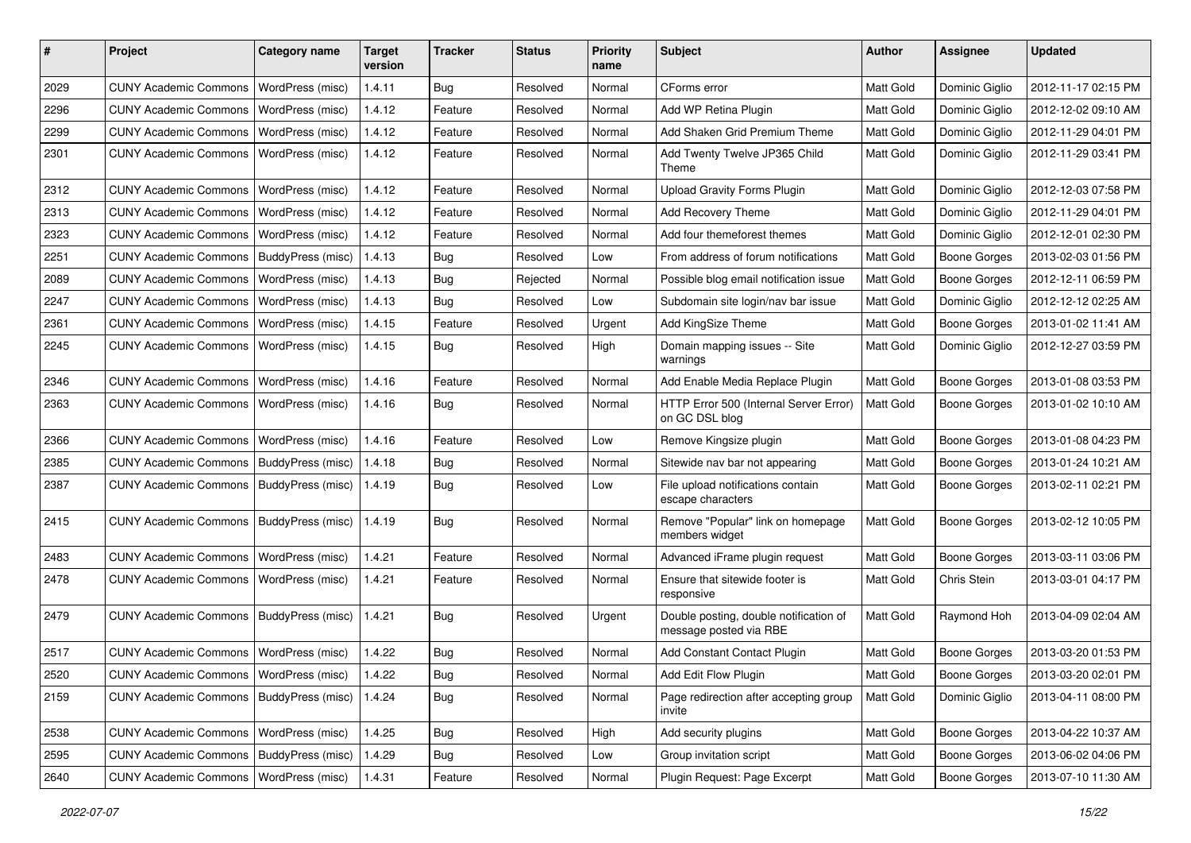| # | Project | Category name | Target version | Tracker | Status | Priority name | Subject | Author | Assignee | Updated |
|---|---|---|---|---|---|---|---|---|---|---|
| 2029 | CUNY Academic Commons | WordPress (misc) | 1.4.11 | Bug | Resolved | Normal | CForms error | Matt Gold | Dominic Giglio | 2012-11-17 02:15 PM |
| 2296 | CUNY Academic Commons | WordPress (misc) | 1.4.12 | Feature | Resolved | Normal | Add WP Retina Plugin | Matt Gold | Dominic Giglio | 2012-12-02 09:10 AM |
| 2299 | CUNY Academic Commons | WordPress (misc) | 1.4.12 | Feature | Resolved | Normal | Add Shaken Grid Premium Theme | Matt Gold | Dominic Giglio | 2012-11-29 04:01 PM |
| 2301 | CUNY Academic Commons | WordPress (misc) | 1.4.12 | Feature | Resolved | Normal | Add Twenty Twelve JP365 Child Theme | Matt Gold | Dominic Giglio | 2012-11-29 03:41 PM |
| 2312 | CUNY Academic Commons | WordPress (misc) | 1.4.12 | Feature | Resolved | Normal | Upload Gravity Forms Plugin | Matt Gold | Dominic Giglio | 2012-12-03 07:58 PM |
| 2313 | CUNY Academic Commons | WordPress (misc) | 1.4.12 | Feature | Resolved | Normal | Add Recovery Theme | Matt Gold | Dominic Giglio | 2012-11-29 04:01 PM |
| 2323 | CUNY Academic Commons | WordPress (misc) | 1.4.12 | Feature | Resolved | Normal | Add four themeforest themes | Matt Gold | Dominic Giglio | 2012-12-01 02:30 PM |
| 2251 | CUNY Academic Commons | BuddyPress (misc) | 1.4.13 | Bug | Resolved | Low | From address of forum notifications | Matt Gold | Boone Gorges | 2013-02-03 01:56 PM |
| 2089 | CUNY Academic Commons | WordPress (misc) | 1.4.13 | Bug | Rejected | Normal | Possible blog email notification issue | Matt Gold | Boone Gorges | 2012-12-11 06:59 PM |
| 2247 | CUNY Academic Commons | WordPress (misc) | 1.4.13 | Bug | Resolved | Low | Subdomain site login/nav bar issue | Matt Gold | Dominic Giglio | 2012-12-12 02:25 AM |
| 2361 | CUNY Academic Commons | WordPress (misc) | 1.4.15 | Feature | Resolved | Urgent | Add KingSize Theme | Matt Gold | Boone Gorges | 2013-01-02 11:41 AM |
| 2245 | CUNY Academic Commons | WordPress (misc) | 1.4.15 | Bug | Resolved | High | Domain mapping issues -- Site warnings | Matt Gold | Dominic Giglio | 2012-12-27 03:59 PM |
| 2346 | CUNY Academic Commons | WordPress (misc) | 1.4.16 | Feature | Resolved | Normal | Add Enable Media Replace Plugin | Matt Gold | Boone Gorges | 2013-01-08 03:53 PM |
| 2363 | CUNY Academic Commons | WordPress (misc) | 1.4.16 | Bug | Resolved | Normal | HTTP Error 500 (Internal Server Error) on GC DSL blog | Matt Gold | Boone Gorges | 2013-01-02 10:10 AM |
| 2366 | CUNY Academic Commons | WordPress (misc) | 1.4.16 | Feature | Resolved | Low | Remove Kingsize plugin | Matt Gold | Boone Gorges | 2013-01-08 04:23 PM |
| 2385 | CUNY Academic Commons | BuddyPress (misc) | 1.4.18 | Bug | Resolved | Normal | Sitewide nav bar not appearing | Matt Gold | Boone Gorges | 2013-01-24 10:21 AM |
| 2387 | CUNY Academic Commons | BuddyPress (misc) | 1.4.19 | Bug | Resolved | Low | File upload notifications contain escape characters | Matt Gold | Boone Gorges | 2013-02-11 02:21 PM |
| 2415 | CUNY Academic Commons | BuddyPress (misc) | 1.4.19 | Bug | Resolved | Normal | Remove "Popular" link on homepage members widget | Matt Gold | Boone Gorges | 2013-02-12 10:05 PM |
| 2483 | CUNY Academic Commons | WordPress (misc) | 1.4.21 | Feature | Resolved | Normal | Advanced iFrame plugin request | Matt Gold | Boone Gorges | 2013-03-11 03:06 PM |
| 2478 | CUNY Academic Commons | WordPress (misc) | 1.4.21 | Feature | Resolved | Normal | Ensure that sitewide footer is responsive | Matt Gold | Chris Stein | 2013-03-01 04:17 PM |
| 2479 | CUNY Academic Commons | BuddyPress (misc) | 1.4.21 | Bug | Resolved | Urgent | Double posting, double notification of message posted via RBE | Matt Gold | Raymond Hoh | 2013-04-09 02:04 AM |
| 2517 | CUNY Academic Commons | WordPress (misc) | 1.4.22 | Bug | Resolved | Normal | Add Constant Contact Plugin | Matt Gold | Boone Gorges | 2013-03-20 01:53 PM |
| 2520 | CUNY Academic Commons | WordPress (misc) | 1.4.22 | Bug | Resolved | Normal | Add Edit Flow Plugin | Matt Gold | Boone Gorges | 2013-03-20 02:01 PM |
| 2159 | CUNY Academic Commons | BuddyPress (misc) | 1.4.24 | Bug | Resolved | Normal | Page redirection after accepting group invite | Matt Gold | Dominic Giglio | 2013-04-11 08:00 PM |
| 2538 | CUNY Academic Commons | WordPress (misc) | 1.4.25 | Bug | Resolved | High | Add security plugins | Matt Gold | Boone Gorges | 2013-04-22 10:37 AM |
| 2595 | CUNY Academic Commons | BuddyPress (misc) | 1.4.29 | Bug | Resolved | Low | Group invitation script | Matt Gold | Boone Gorges | 2013-06-02 04:06 PM |
| 2640 | CUNY Academic Commons | WordPress (misc) | 1.4.31 | Feature | Resolved | Normal | Plugin Request: Page Excerpt | Matt Gold | Boone Gorges | 2013-07-10 11:30 AM |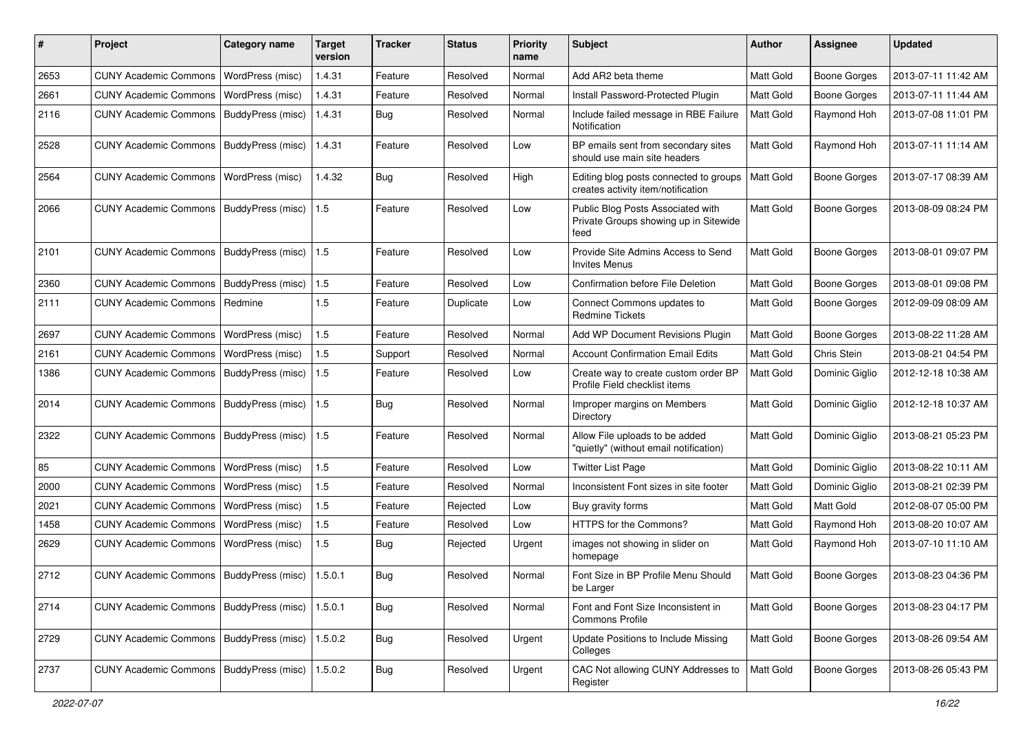| # | Project | Category name | Target version | Tracker | Status | Priority name | Subject | Author | Assignee | Updated |
|---|---|---|---|---|---|---|---|---|---|---|
| 2653 | CUNY Academic Commons | WordPress (misc) | 1.4.31 | Feature | Resolved | Normal | Add AR2 beta theme | Matt Gold | Boone Gorges | 2013-07-11 11:42 AM |
| 2661 | CUNY Academic Commons | WordPress (misc) | 1.4.31 | Feature | Resolved | Normal | Install Password-Protected Plugin | Matt Gold | Boone Gorges | 2013-07-11 11:44 AM |
| 2116 | CUNY Academic Commons | BuddyPress (misc) | 1.4.31 | Bug | Resolved | Normal | Include failed message in RBE Failure Notification | Matt Gold | Raymond Hoh | 2013-07-08 11:01 PM |
| 2528 | CUNY Academic Commons | BuddyPress (misc) | 1.4.31 | Feature | Resolved | Low | BP emails sent from secondary sites should use main site headers | Matt Gold | Raymond Hoh | 2013-07-11 11:14 AM |
| 2564 | CUNY Academic Commons | WordPress (misc) | 1.4.32 | Bug | Resolved | High | Editing blog posts connected to groups creates activity item/notification | Matt Gold | Boone Gorges | 2013-07-17 08:39 AM |
| 2066 | CUNY Academic Commons | BuddyPress (misc) | 1.5 | Feature | Resolved | Low | Public Blog Posts Associated with Private Groups showing up in Sitewide feed | Matt Gold | Boone Gorges | 2013-08-09 08:24 PM |
| 2101 | CUNY Academic Commons | BuddyPress (misc) | 1.5 | Feature | Resolved | Low | Provide Site Admins Access to Send Invites Menus | Matt Gold | Boone Gorges | 2013-08-01 09:07 PM |
| 2360 | CUNY Academic Commons | BuddyPress (misc) | 1.5 | Feature | Resolved | Low | Confirmation before File Deletion | Matt Gold | Boone Gorges | 2013-08-01 09:08 PM |
| 2111 | CUNY Academic Commons | Redmine | 1.5 | Feature | Duplicate | Low | Connect Commons updates to Redmine Tickets | Matt Gold | Boone Gorges | 2012-09-09 08:09 AM |
| 2697 | CUNY Academic Commons | WordPress (misc) | 1.5 | Feature | Resolved | Normal | Add WP Document Revisions Plugin | Matt Gold | Boone Gorges | 2013-08-22 11:28 AM |
| 2161 | CUNY Academic Commons | WordPress (misc) | 1.5 | Support | Resolved | Normal | Account Confirmation Email Edits | Matt Gold | Chris Stein | 2013-08-21 04:54 PM |
| 1386 | CUNY Academic Commons | BuddyPress (misc) | 1.5 | Feature | Resolved | Low | Create way to create custom order BP Profile Field checklist items | Matt Gold | Dominic Giglio | 2012-12-18 10:38 AM |
| 2014 | CUNY Academic Commons | BuddyPress (misc) | 1.5 | Bug | Resolved | Normal | Improper margins on Members Directory | Matt Gold | Dominic Giglio | 2012-12-18 10:37 AM |
| 2322 | CUNY Academic Commons | BuddyPress (misc) | 1.5 | Feature | Resolved | Normal | Allow File uploads to be added "quietly" (without email notification) | Matt Gold | Dominic Giglio | 2013-08-21 05:23 PM |
| 85 | CUNY Academic Commons | WordPress (misc) | 1.5 | Feature | Resolved | Low | Twitter List Page | Matt Gold | Dominic Giglio | 2013-08-22 10:11 AM |
| 2000 | CUNY Academic Commons | WordPress (misc) | 1.5 | Feature | Resolved | Normal | Inconsistent Font sizes in site footer | Matt Gold | Dominic Giglio | 2013-08-21 02:39 PM |
| 2021 | CUNY Academic Commons | WordPress (misc) | 1.5 | Feature | Rejected | Low | Buy gravity forms | Matt Gold | Matt Gold | 2012-08-07 05:00 PM |
| 1458 | CUNY Academic Commons | WordPress (misc) | 1.5 | Feature | Resolved | Low | HTTPS for the Commons? | Matt Gold | Raymond Hoh | 2013-08-20 10:07 AM |
| 2629 | CUNY Academic Commons | WordPress (misc) | 1.5 | Bug | Rejected | Urgent | images not showing in slider on homepage | Matt Gold | Raymond Hoh | 2013-07-10 11:10 AM |
| 2712 | CUNY Academic Commons | BuddyPress (misc) | 1.5.0.1 | Bug | Resolved | Normal | Font Size in BP Profile Menu Should be Larger | Matt Gold | Boone Gorges | 2013-08-23 04:36 PM |
| 2714 | CUNY Academic Commons | BuddyPress (misc) | 1.5.0.1 | Bug | Resolved | Normal | Font and Font Size Inconsistent in Commons Profile | Matt Gold | Boone Gorges | 2013-08-23 04:17 PM |
| 2729 | CUNY Academic Commons | BuddyPress (misc) | 1.5.0.2 | Bug | Resolved | Urgent | Update Positions to Include Missing Colleges | Matt Gold | Boone Gorges | 2013-08-26 09:54 AM |
| 2737 | CUNY Academic Commons | BuddyPress (misc) | 1.5.0.2 | Bug | Resolved | Urgent | CAC Not allowing CUNY Addresses to Register | Matt Gold | Boone Gorges | 2013-08-26 05:43 PM |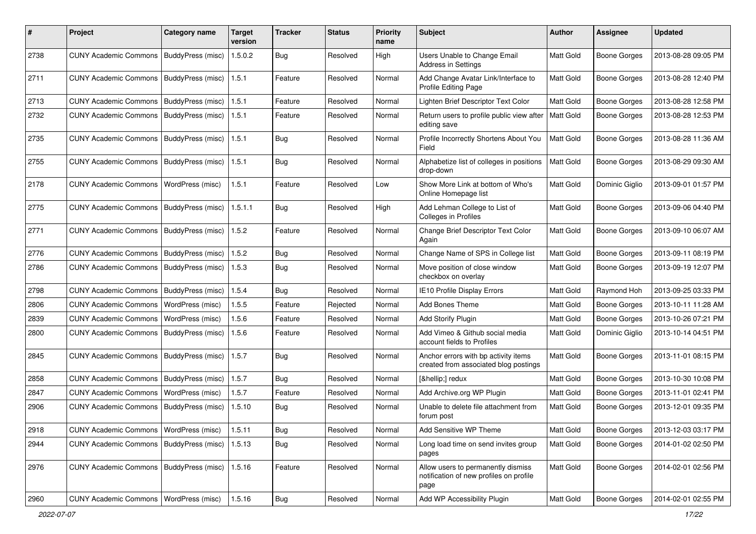| # | Project | Category name | Target version | Tracker | Status | Priority name | Subject | Author | Assignee | Updated |
| --- | --- | --- | --- | --- | --- | --- | --- | --- | --- | --- |
| 2738 | CUNY Academic Commons | BuddyPress (misc) | 1.5.0.2 | Bug | Resolved | High | Users Unable to Change Email Address in Settings | Matt Gold | Boone Gorges | 2013-08-28 09:05 PM |
| 2711 | CUNY Academic Commons | BuddyPress (misc) | 1.5.1 | Feature | Resolved | Normal | Add Change Avatar Link/Interface to Profile Editing Page | Matt Gold | Boone Gorges | 2013-08-28 12:40 PM |
| 2713 | CUNY Academic Commons | BuddyPress (misc) | 1.5.1 | Feature | Resolved | Normal | Lighten Brief Descriptor Text Color | Matt Gold | Boone Gorges | 2013-08-28 12:58 PM |
| 2732 | CUNY Academic Commons | BuddyPress (misc) | 1.5.1 | Feature | Resolved | Normal | Return users to profile public view after editing save | Matt Gold | Boone Gorges | 2013-08-28 12:53 PM |
| 2735 | CUNY Academic Commons | BuddyPress (misc) | 1.5.1 | Bug | Resolved | Normal | Profile Incorrectly Shortens About You Field | Matt Gold | Boone Gorges | 2013-08-28 11:36 AM |
| 2755 | CUNY Academic Commons | BuddyPress (misc) | 1.5.1 | Bug | Resolved | Normal | Alphabetize list of colleges in positions drop-down | Matt Gold | Boone Gorges | 2013-08-29 09:30 AM |
| 2178 | CUNY Academic Commons | WordPress (misc) | 1.5.1 | Feature | Resolved | Low | Show More Link at bottom of Who's Online Homepage list | Matt Gold | Dominic Giglio | 2013-09-01 01:57 PM |
| 2775 | CUNY Academic Commons | BuddyPress (misc) | 1.5.1.1 | Bug | Resolved | High | Add Lehman College to List of Colleges in Profiles | Matt Gold | Boone Gorges | 2013-09-06 04:40 PM |
| 2771 | CUNY Academic Commons | BuddyPress (misc) | 1.5.2 | Feature | Resolved | Normal | Change Brief Descriptor Text Color Again | Matt Gold | Boone Gorges | 2013-09-10 06:07 AM |
| 2776 | CUNY Academic Commons | BuddyPress (misc) | 1.5.2 | Bug | Resolved | Normal | Change Name of SPS in College list | Matt Gold | Boone Gorges | 2013-09-11 08:19 PM |
| 2786 | CUNY Academic Commons | BuddyPress (misc) | 1.5.3 | Bug | Resolved | Normal | Move position of close window checkbox on overlay | Matt Gold | Boone Gorges | 2013-09-19 12:07 PM |
| 2798 | CUNY Academic Commons | BuddyPress (misc) | 1.5.4 | Bug | Resolved | Normal | IE10 Profile Display Errors | Matt Gold | Raymond Hoh | 2013-09-25 03:33 PM |
| 2806 | CUNY Academic Commons | WordPress (misc) | 1.5.5 | Feature | Rejected | Normal | Add Bones Theme | Matt Gold | Boone Gorges | 2013-10-11 11:28 AM |
| 2839 | CUNY Academic Commons | WordPress (misc) | 1.5.6 | Feature | Resolved | Normal | Add Storify Plugin | Matt Gold | Boone Gorges | 2013-10-26 07:21 PM |
| 2800 | CUNY Academic Commons | BuddyPress (misc) | 1.5.6 | Feature | Resolved | Normal | Add Vimeo & Github social media account fields to Profiles | Matt Gold | Dominic Giglio | 2013-10-14 04:51 PM |
| 2845 | CUNY Academic Commons | BuddyPress (misc) | 1.5.7 | Bug | Resolved | Normal | Anchor errors with bp activity items created from associated blog postings | Matt Gold | Boone Gorges | 2013-11-01 08:15 PM |
| 2858 | CUNY Academic Commons | BuddyPress (misc) | 1.5.7 | Bug | Resolved | Normal | [&hellip;] redux | Matt Gold | Boone Gorges | 2013-10-30 10:08 PM |
| 2847 | CUNY Academic Commons | WordPress (misc) | 1.5.7 | Feature | Resolved | Normal | Add Archive.org WP Plugin | Matt Gold | Boone Gorges | 2013-11-01 02:41 PM |
| 2906 | CUNY Academic Commons | BuddyPress (misc) | 1.5.10 | Bug | Resolved | Normal | Unable to delete file attachment from forum post | Matt Gold | Boone Gorges | 2013-12-01 09:35 PM |
| 2918 | CUNY Academic Commons | WordPress (misc) | 1.5.11 | Bug | Resolved | Normal | Add Sensitive WP Theme | Matt Gold | Boone Gorges | 2013-12-03 03:17 PM |
| 2944 | CUNY Academic Commons | BuddyPress (misc) | 1.5.13 | Bug | Resolved | Normal | Long load time on send invites group pages | Matt Gold | Boone Gorges | 2014-01-02 02:50 PM |
| 2976 | CUNY Academic Commons | BuddyPress (misc) | 1.5.16 | Feature | Resolved | Normal | Allow users to permanently dismiss notification of new profiles on profile page | Matt Gold | Boone Gorges | 2014-02-01 02:56 PM |
| 2960 | CUNY Academic Commons | WordPress (misc) | 1.5.16 | Bug | Resolved | Normal | Add WP Accessibility Plugin | Matt Gold | Boone Gorges | 2014-02-01 02:55 PM |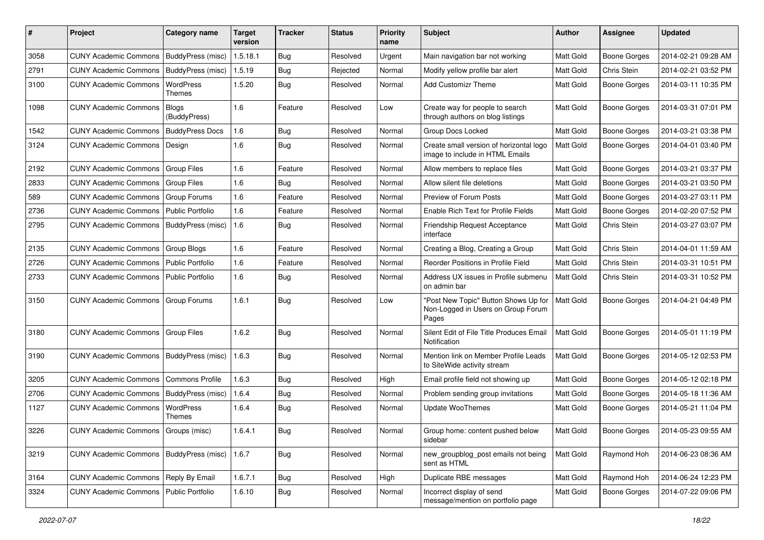| # | Project | Category name | Target version | Tracker | Status | Priority name | Subject | Author | Assignee | Updated |
|---|---|---|---|---|---|---|---|---|---|---|
| 3058 | CUNY Academic Commons | BuddyPress (misc) | 1.5.18.1 | Bug | Resolved | Urgent | Main navigation bar not working | Matt Gold | Boone Gorges | 2014-02-21 09:28 AM |
| 2791 | CUNY Academic Commons | BuddyPress (misc) | 1.5.19 | Bug | Rejected | Normal | Modify yellow profile bar alert | Matt Gold | Chris Stein | 2014-02-21 03:52 PM |
| 3100 | CUNY Academic Commons | WordPress Themes | 1.5.20 | Bug | Resolved | Normal | Add Customizr Theme | Matt Gold | Boone Gorges | 2014-03-11 10:35 PM |
| 1098 | CUNY Academic Commons | Blogs (BuddyPress) | 1.6 | Feature | Resolved | Low | Create way for people to search through authors on blog listings | Matt Gold | Boone Gorges | 2014-03-31 07:01 PM |
| 1542 | CUNY Academic Commons | BuddyPress Docs | 1.6 | Bug | Resolved | Normal | Group Docs Locked | Matt Gold | Boone Gorges | 2014-03-21 03:38 PM |
| 3124 | CUNY Academic Commons | Design | 1.6 | Bug | Resolved | Normal | Create small version of horizontal logo image to include in HTML Emails | Matt Gold | Boone Gorges | 2014-04-01 03:40 PM |
| 2192 | CUNY Academic Commons | Group Files | 1.6 | Feature | Resolved | Normal | Allow members to replace files | Matt Gold | Boone Gorges | 2014-03-21 03:37 PM |
| 2833 | CUNY Academic Commons | Group Files | 1.6 | Bug | Resolved | Normal | Allow silent file deletions | Matt Gold | Boone Gorges | 2014-03-21 03:50 PM |
| 589 | CUNY Academic Commons | Group Forums | 1.6 | Feature | Resolved | Normal | Preview of Forum Posts | Matt Gold | Boone Gorges | 2014-03-27 03:11 PM |
| 2736 | CUNY Academic Commons | Public Portfolio | 1.6 | Feature | Resolved | Normal | Enable Rich Text for Profile Fields | Matt Gold | Boone Gorges | 2014-02-20 07:52 PM |
| 2795 | CUNY Academic Commons | BuddyPress (misc) | 1.6 | Bug | Resolved | Normal | Friendship Request Acceptance interface | Matt Gold | Chris Stein | 2014-03-27 03:07 PM |
| 2135 | CUNY Academic Commons | Group Blogs | 1.6 | Feature | Resolved | Normal | Creating a Blog, Creating a Group | Matt Gold | Chris Stein | 2014-04-01 11:59 AM |
| 2726 | CUNY Academic Commons | Public Portfolio | 1.6 | Feature | Resolved | Normal | Reorder Positions in Profile Field | Matt Gold | Chris Stein | 2014-03-31 10:51 PM |
| 2733 | CUNY Academic Commons | Public Portfolio | 1.6 | Bug | Resolved | Normal | Address UX issues in Profile submenu on admin bar | Matt Gold | Chris Stein | 2014-03-31 10:52 PM |
| 3150 | CUNY Academic Commons | Group Forums | 1.6.1 | Bug | Resolved | Low | "Post New Topic" Button Shows Up for Non-Logged in Users on Group Forum Pages | Matt Gold | Boone Gorges | 2014-04-21 04:49 PM |
| 3180 | CUNY Academic Commons | Group Files | 1.6.2 | Bug | Resolved | Normal | Silent Edit of File Title Produces Email Notification | Matt Gold | Boone Gorges | 2014-05-01 11:19 PM |
| 3190 | CUNY Academic Commons | BuddyPress (misc) | 1.6.3 | Bug | Resolved | Normal | Mention link on Member Profile Leads to SiteWide activity stream | Matt Gold | Boone Gorges | 2014-05-12 02:53 PM |
| 3205 | CUNY Academic Commons | Commons Profile | 1.6.3 | Bug | Resolved | High | Email profile field not showing up | Matt Gold | Boone Gorges | 2014-05-12 02:18 PM |
| 2706 | CUNY Academic Commons | BuddyPress (misc) | 1.6.4 | Bug | Resolved | Normal | Problem sending group invitations | Matt Gold | Boone Gorges | 2014-05-18 11:36 AM |
| 1127 | CUNY Academic Commons | WordPress Themes | 1.6.4 | Bug | Resolved | Normal | Update WooThemes | Matt Gold | Boone Gorges | 2014-05-21 11:04 PM |
| 3226 | CUNY Academic Commons | Groups (misc) | 1.6.4.1 | Bug | Resolved | Normal | Group home: content pushed below sidebar | Matt Gold | Boone Gorges | 2014-05-23 09:55 AM |
| 3219 | CUNY Academic Commons | BuddyPress (misc) | 1.6.7 | Bug | Resolved | Normal | new_groupblog_post emails not being sent as HTML | Matt Gold | Raymond Hoh | 2014-06-23 08:36 AM |
| 3164 | CUNY Academic Commons | Reply By Email | 1.6.7.1 | Bug | Resolved | High | Duplicate RBE messages | Matt Gold | Raymond Hoh | 2014-06-24 12:23 PM |
| 3324 | CUNY Academic Commons | Public Portfolio | 1.6.10 | Bug | Resolved | Normal | Incorrect display of send message/mention on portfolio page | Matt Gold | Boone Gorges | 2014-07-22 09:06 PM |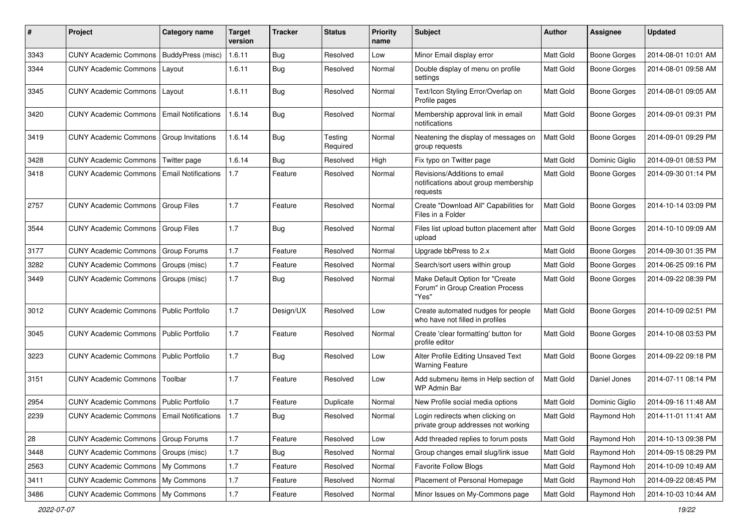| # | Project | Category name | Target version | Tracker | Status | Priority name | Subject | Author | Assignee | Updated |
|---|---|---|---|---|---|---|---|---|---|---|
| 3343 | CUNY Academic Commons | BuddyPress (misc) | 1.6.11 | Bug | Resolved | Low | Minor Email display error | Matt Gold | Boone Gorges | 2014-08-01 10:01 AM |
| 3344 | CUNY Academic Commons | Layout | 1.6.11 | Bug | Resolved | Normal | Double display of menu on profile settings | Matt Gold | Boone Gorges | 2014-08-01 09:58 AM |
| 3345 | CUNY Academic Commons | Layout | 1.6.11 | Bug | Resolved | Normal | Text/Icon Styling Error/Overlap on Profile pages | Matt Gold | Boone Gorges | 2014-08-01 09:05 AM |
| 3420 | CUNY Academic Commons | Email Notifications | 1.6.14 | Bug | Resolved | Normal | Membership approval link in email notifications | Matt Gold | Boone Gorges | 2014-09-01 09:31 PM |
| 3419 | CUNY Academic Commons | Group Invitations | 1.6.14 | Bug | Testing Required | Normal | Neatening the display of messages on group requests | Matt Gold | Boone Gorges | 2014-09-01 09:29 PM |
| 3428 | CUNY Academic Commons | Twitter page | 1.6.14 | Bug | Resolved | High | Fix typo on Twitter page | Matt Gold | Dominic Giglio | 2014-09-01 08:53 PM |
| 3418 | CUNY Academic Commons | Email Notifications | 1.7 | Feature | Resolved | Normal | Revisions/Additions to email notifications about group membership requests | Matt Gold | Boone Gorges | 2014-09-30 01:14 PM |
| 2757 | CUNY Academic Commons | Group Files | 1.7 | Feature | Resolved | Normal | Create "Download All" Capabilities for Files in a Folder | Matt Gold | Boone Gorges | 2014-10-14 03:09 PM |
| 3544 | CUNY Academic Commons | Group Files | 1.7 | Bug | Resolved | Normal | Files list upload button placement after upload | Matt Gold | Boone Gorges | 2014-10-10 09:09 AM |
| 3177 | CUNY Academic Commons | Group Forums | 1.7 | Feature | Resolved | Normal | Upgrade bbPress to 2.x | Matt Gold | Boone Gorges | 2014-09-30 01:35 PM |
| 3282 | CUNY Academic Commons | Groups (misc) | 1.7 | Feature | Resolved | Normal | Search/sort users within group | Matt Gold | Boone Gorges | 2014-06-25 09:16 PM |
| 3449 | CUNY Academic Commons | Groups (misc) | 1.7 | Bug | Resolved | Normal | Make Default Option for "Create Forum" in Group Creation Process "Yes" | Matt Gold | Boone Gorges | 2014-09-22 08:39 PM |
| 3012 | CUNY Academic Commons | Public Portfolio | 1.7 | Design/UX | Resolved | Low | Create automated nudges for people who have not filled in profiles | Matt Gold | Boone Gorges | 2014-10-09 02:51 PM |
| 3045 | CUNY Academic Commons | Public Portfolio | 1.7 | Feature | Resolved | Normal | Create 'clear formatting' button for profile editor | Matt Gold | Boone Gorges | 2014-10-08 03:53 PM |
| 3223 | CUNY Academic Commons | Public Portfolio | 1.7 | Bug | Resolved | Low | Alter Profile Editing Unsaved Text Warning Feature | Matt Gold | Boone Gorges | 2014-09-22 09:18 PM |
| 3151 | CUNY Academic Commons | Toolbar | 1.7 | Feature | Resolved | Low | Add submenu items in Help section of WP Admin Bar | Matt Gold | Daniel Jones | 2014-07-11 08:14 PM |
| 2954 | CUNY Academic Commons | Public Portfolio | 1.7 | Feature | Duplicate | Normal | New Profile social media options | Matt Gold | Dominic Giglio | 2014-09-16 11:48 AM |
| 2239 | CUNY Academic Commons | Email Notifications | 1.7 | Bug | Resolved | Normal | Login redirects when clicking on private group addresses not working | Matt Gold | Raymond Hoh | 2014-11-01 11:41 AM |
| 28 | CUNY Academic Commons | Group Forums | 1.7 | Feature | Resolved | Low | Add threaded replies to forum posts | Matt Gold | Raymond Hoh | 2014-10-13 09:38 PM |
| 3448 | CUNY Academic Commons | Groups (misc) | 1.7 | Bug | Resolved | Normal | Group changes email slug/link issue | Matt Gold | Raymond Hoh | 2014-09-15 08:29 PM |
| 2563 | CUNY Academic Commons | My Commons | 1.7 | Feature | Resolved | Normal | Favorite Follow Blogs | Matt Gold | Raymond Hoh | 2014-10-09 10:49 AM |
| 3411 | CUNY Academic Commons | My Commons | 1.7 | Feature | Resolved | Normal | Placement of Personal Homepage | Matt Gold | Raymond Hoh | 2014-09-22 08:45 PM |
| 3486 | CUNY Academic Commons | My Commons | 1.7 | Feature | Resolved | Normal | Minor Issues on My-Commons page | Matt Gold | Raymond Hoh | 2014-10-03 10:44 AM |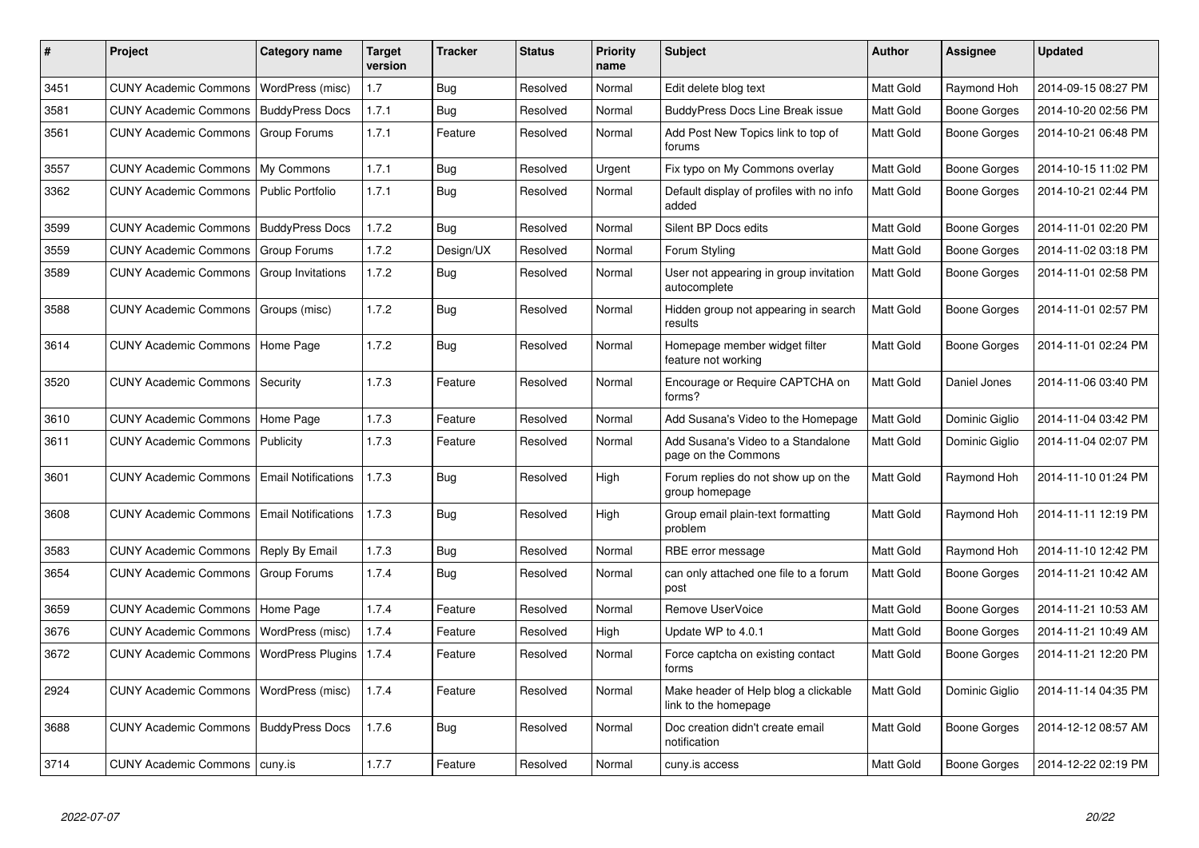| # | Project | Category name | Target version | Tracker | Status | Priority name | Subject | Author | Assignee | Updated |
|---|---|---|---|---|---|---|---|---|---|---|
| 3451 | CUNY Academic Commons | WordPress (misc) | 1.7 | Bug | Resolved | Normal | Edit delete blog text | Matt Gold | Raymond Hoh | 2014-09-15 08:27 PM |
| 3581 | CUNY Academic Commons | BuddyPress Docs | 1.7.1 | Bug | Resolved | Normal | BuddyPress Docs Line Break issue | Matt Gold | Boone Gorges | 2014-10-20 02:56 PM |
| 3561 | CUNY Academic Commons | Group Forums | 1.7.1 | Feature | Resolved | Normal | Add Post New Topics link to top of forums | Matt Gold | Boone Gorges | 2014-10-21 06:48 PM |
| 3557 | CUNY Academic Commons | My Commons | 1.7.1 | Bug | Resolved | Urgent | Fix typo on My Commons overlay | Matt Gold | Boone Gorges | 2014-10-15 11:02 PM |
| 3362 | CUNY Academic Commons | Public Portfolio | 1.7.1 | Bug | Resolved | Normal | Default display of profiles with no info added | Matt Gold | Boone Gorges | 2014-10-21 02:44 PM |
| 3599 | CUNY Academic Commons | BuddyPress Docs | 1.7.2 | Bug | Resolved | Normal | Silent BP Docs edits | Matt Gold | Boone Gorges | 2014-11-01 02:20 PM |
| 3559 | CUNY Academic Commons | Group Forums | 1.7.2 | Design/UX | Resolved | Normal | Forum Styling | Matt Gold | Boone Gorges | 2014-11-02 03:18 PM |
| 3589 | CUNY Academic Commons | Group Invitations | 1.7.2 | Bug | Resolved | Normal | User not appearing in group invitation autocomplete | Matt Gold | Boone Gorges | 2014-11-01 02:58 PM |
| 3588 | CUNY Academic Commons | Groups (misc) | 1.7.2 | Bug | Resolved | Normal | Hidden group not appearing in search results | Matt Gold | Boone Gorges | 2014-11-01 02:57 PM |
| 3614 | CUNY Academic Commons | Home Page | 1.7.2 | Bug | Resolved | Normal | Homepage member widget filter feature not working | Matt Gold | Boone Gorges | 2014-11-01 02:24 PM |
| 3520 | CUNY Academic Commons | Security | 1.7.3 | Feature | Resolved | Normal | Encourage or Require CAPTCHA on forms? | Matt Gold | Daniel Jones | 2014-11-06 03:40 PM |
| 3610 | CUNY Academic Commons | Home Page | 1.7.3 | Feature | Resolved | Normal | Add Susana's Video to the Homepage | Matt Gold | Dominic Giglio | 2014-11-04 03:42 PM |
| 3611 | CUNY Academic Commons | Publicity | 1.7.3 | Feature | Resolved | Normal | Add Susana's Video to a Standalone page on the Commons | Matt Gold | Dominic Giglio | 2014-11-04 02:07 PM |
| 3601 | CUNY Academic Commons | Email Notifications | 1.7.3 | Bug | Resolved | High | Forum replies do not show up on the group homepage | Matt Gold | Raymond Hoh | 2014-11-10 01:24 PM |
| 3608 | CUNY Academic Commons | Email Notifications | 1.7.3 | Bug | Resolved | High | Group email plain-text formatting problem | Matt Gold | Raymond Hoh | 2014-11-11 12:19 PM |
| 3583 | CUNY Academic Commons | Reply By Email | 1.7.3 | Bug | Resolved | Normal | RBE error message | Matt Gold | Raymond Hoh | 2014-11-10 12:42 PM |
| 3654 | CUNY Academic Commons | Group Forums | 1.7.4 | Bug | Resolved | Normal | can only attached one file to a forum post | Matt Gold | Boone Gorges | 2014-11-21 10:42 AM |
| 3659 | CUNY Academic Commons | Home Page | 1.7.4 | Feature | Resolved | Normal | Remove UserVoice | Matt Gold | Boone Gorges | 2014-11-21 10:53 AM |
| 3676 | CUNY Academic Commons | WordPress (misc) | 1.7.4 | Feature | Resolved | High | Update WP to 4.0.1 | Matt Gold | Boone Gorges | 2014-11-21 10:49 AM |
| 3672 | CUNY Academic Commons | WordPress Plugins | 1.7.4 | Feature | Resolved | Normal | Force captcha on existing contact forms | Matt Gold | Boone Gorges | 2014-11-21 12:20 PM |
| 2924 | CUNY Academic Commons | WordPress (misc) | 1.7.4 | Feature | Resolved | Normal | Make header of Help blog a clickable link to the homepage | Matt Gold | Dominic Giglio | 2014-11-14 04:35 PM |
| 3688 | CUNY Academic Commons | BuddyPress Docs | 1.7.6 | Bug | Resolved | Normal | Doc creation didn't create email notification | Matt Gold | Boone Gorges | 2014-12-12 08:57 AM |
| 3714 | CUNY Academic Commons | cuny.is | 1.7.7 | Feature | Resolved | Normal | cuny.is access | Matt Gold | Boone Gorges | 2014-12-22 02:19 PM |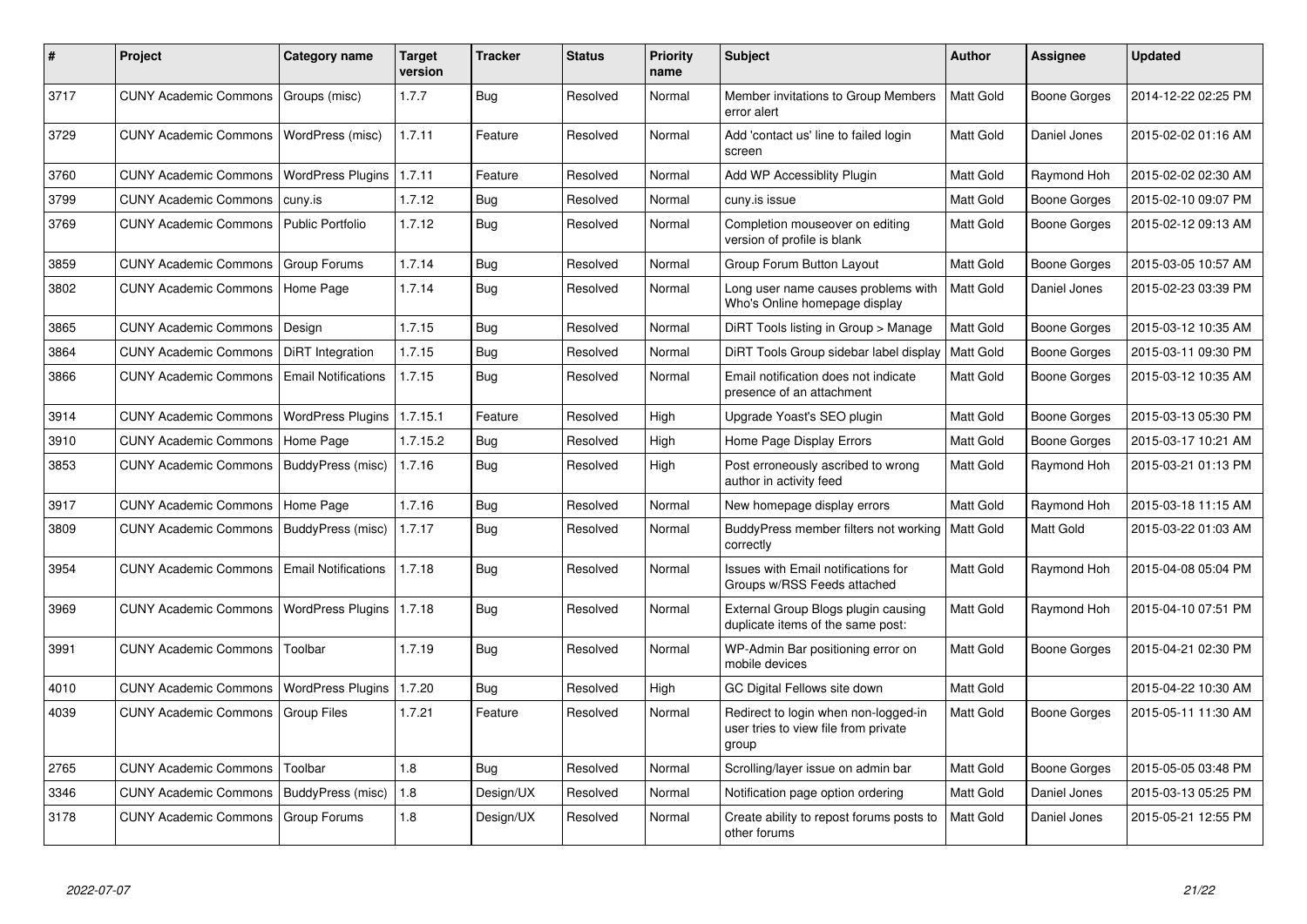| # | Project | Category name | Target version | Tracker | Status | Priority name | Subject | Author | Assignee | Updated |
|---|---|---|---|---|---|---|---|---|---|---|
| 3717 | CUNY Academic Commons | Groups (misc) | 1.7.7 | Bug | Resolved | Normal | Member invitations to Group Members error alert | Matt Gold | Boone Gorges | 2014-12-22 02:25 PM |
| 3729 | CUNY Academic Commons | WordPress (misc) | 1.7.11 | Feature | Resolved | Normal | Add 'contact us' line to failed login screen | Matt Gold | Daniel Jones | 2015-02-02 01:16 AM |
| 3760 | CUNY Academic Commons | WordPress Plugins | 1.7.11 | Feature | Resolved | Normal | Add WP Accessiblity Plugin | Matt Gold | Raymond Hoh | 2015-02-02 02:30 AM |
| 3799 | CUNY Academic Commons | cuny.is | 1.7.12 | Bug | Resolved | Normal | cuny.is issue | Matt Gold | Boone Gorges | 2015-02-10 09:07 PM |
| 3769 | CUNY Academic Commons | Public Portfolio | 1.7.12 | Bug | Resolved | Normal | Completion mouseover on editing version of profile is blank | Matt Gold | Boone Gorges | 2015-02-12 09:13 AM |
| 3859 | CUNY Academic Commons | Group Forums | 1.7.14 | Bug | Resolved | Normal | Group Forum Button Layout | Matt Gold | Boone Gorges | 2015-03-05 10:57 AM |
| 3802 | CUNY Academic Commons | Home Page | 1.7.14 | Bug | Resolved | Normal | Long user name causes problems with Who's Online homepage display | Matt Gold | Daniel Jones | 2015-02-23 03:39 PM |
| 3865 | CUNY Academic Commons | Design | 1.7.15 | Bug | Resolved | Normal | DiRT Tools listing in Group > Manage | Matt Gold | Boone Gorges | 2015-03-12 10:35 AM |
| 3864 | CUNY Academic Commons | DiRT Integration | 1.7.15 | Bug | Resolved | Normal | DiRT Tools Group sidebar label display | Matt Gold | Boone Gorges | 2015-03-11 09:30 PM |
| 3866 | CUNY Academic Commons | Email Notifications | 1.7.15 | Bug | Resolved | Normal | Email notification does not indicate presence of an attachment | Matt Gold | Boone Gorges | 2015-03-12 10:35 AM |
| 3914 | CUNY Academic Commons | WordPress Plugins | 1.7.15.1 | Feature | Resolved | High | Upgrade Yoast's SEO plugin | Matt Gold | Boone Gorges | 2015-03-13 05:30 PM |
| 3910 | CUNY Academic Commons | Home Page | 1.7.15.2 | Bug | Resolved | High | Home Page Display Errors | Matt Gold | Boone Gorges | 2015-03-17 10:21 AM |
| 3853 | CUNY Academic Commons | BuddyPress (misc) | 1.7.16 | Bug | Resolved | High | Post erroneously ascribed to wrong author in activity feed | Matt Gold | Raymond Hoh | 2015-03-21 01:13 PM |
| 3917 | CUNY Academic Commons | Home Page | 1.7.16 | Bug | Resolved | Normal | New homepage display errors | Matt Gold | Raymond Hoh | 2015-03-18 11:15 AM |
| 3809 | CUNY Academic Commons | BuddyPress (misc) | 1.7.17 | Bug | Resolved | Normal | BuddyPress member filters not working correctly | Matt Gold | Matt Gold | 2015-03-22 01:03 AM |
| 3954 | CUNY Academic Commons | Email Notifications | 1.7.18 | Bug | Resolved | Normal | Issues with Email notifications for Groups w/RSS Feeds attached | Matt Gold | Raymond Hoh | 2015-04-08 05:04 PM |
| 3969 | CUNY Academic Commons | WordPress Plugins | 1.7.18 | Bug | Resolved | Normal | External Group Blogs plugin causing duplicate items of the same post: | Matt Gold | Raymond Hoh | 2015-04-10 07:51 PM |
| 3991 | CUNY Academic Commons | Toolbar | 1.7.19 | Bug | Resolved | Normal | WP-Admin Bar positioning error on mobile devices | Matt Gold | Boone Gorges | 2015-04-21 02:30 PM |
| 4010 | CUNY Academic Commons | WordPress Plugins | 1.7.20 | Bug | Resolved | High | GC Digital Fellows site down | Matt Gold | | 2015-04-22 10:30 AM |
| 4039 | CUNY Academic Commons | Group Files | 1.7.21 | Feature | Resolved | Normal | Redirect to login when non-logged-in user tries to view file from private group | Matt Gold | Boone Gorges | 2015-05-11 11:30 AM |
| 2765 | CUNY Academic Commons | Toolbar | 1.8 | Bug | Resolved | Normal | Scrolling/layer issue on admin bar | Matt Gold | Boone Gorges | 2015-05-05 03:48 PM |
| 3346 | CUNY Academic Commons | BuddyPress (misc) | 1.8 | Design/UX | Resolved | Normal | Notification page option ordering | Matt Gold | Daniel Jones | 2015-03-13 05:25 PM |
| 3178 | CUNY Academic Commons | Group Forums | 1.8 | Design/UX | Resolved | Normal | Create ability to repost forums posts to other forums | Matt Gold | Daniel Jones | 2015-05-21 12:55 PM |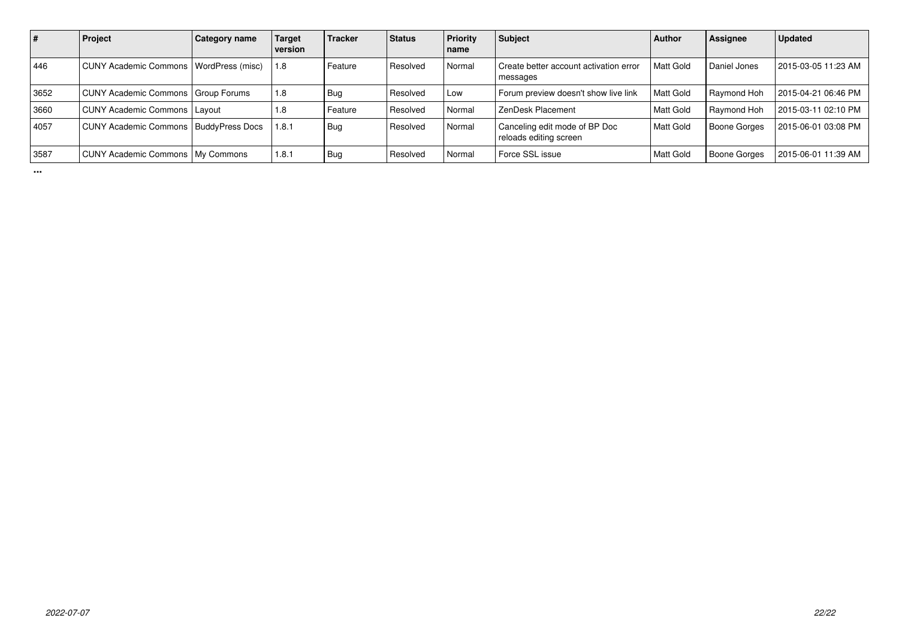| # | Project | Category name | Target version | Tracker | Status | Priority name | Subject | Author | Assignee | Updated |
|---|---|---|---|---|---|---|---|---|---|---|
| 446 | CUNY Academic Commons | WordPress (misc) | 1.8 | Feature | Resolved | Normal | Create better account activation error messages | Matt Gold | Daniel Jones | 2015-03-05 11:23 AM |
| 3652 | CUNY Academic Commons | Group Forums | 1.8 | Bug | Resolved | Low | Forum preview doesn't show live link | Matt Gold | Raymond Hoh | 2015-04-21 06:46 PM |
| 3660 | CUNY Academic Commons | Layout | 1.8 | Feature | Resolved | Normal | ZenDesk Placement | Matt Gold | Raymond Hoh | 2015-03-11 02:10 PM |
| 4057 | CUNY Academic Commons | BuddyPress Docs | 1.8.1 | Bug | Resolved | Normal | Canceling edit mode of BP Doc reloads editing screen | Matt Gold | Boone Gorges | 2015-06-01 03:08 PM |
| 3587 | CUNY Academic Commons | My Commons | 1.8.1 | Bug | Resolved | Normal | Force SSL issue | Matt Gold | Boone Gorges | 2015-06-01 11:39 AM |

...